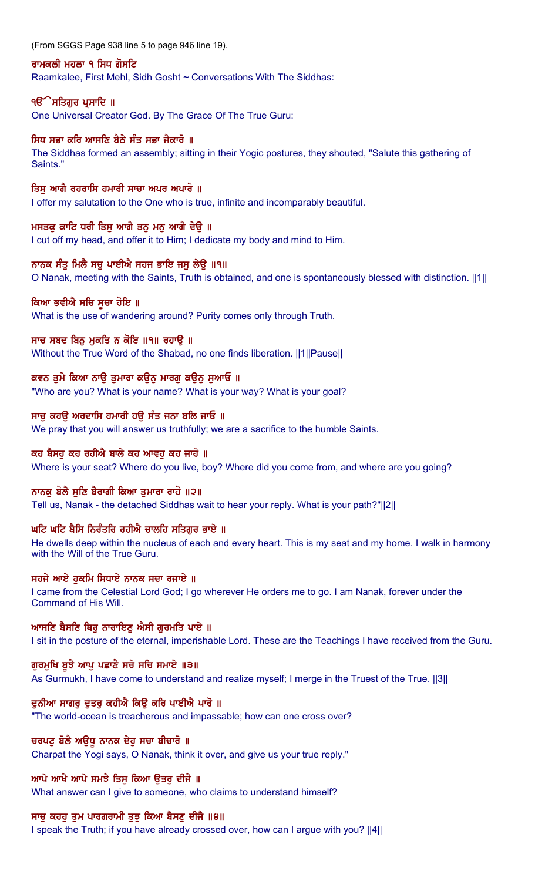(From SGGS Page 938 line 5 to page 946 line 19).

ਰਾਮਕਲੀ ਮਹਲਾ ੧ ਸਿਧ ਗੋਸਟਿ
Raamkalee, First Mehl, Sidh Gosht ~ Conversations With The Siddhas:

ੴ ਸਤਿਗੁਰ ਪ੍ਰਸਾਦਿ ॥
One Universal Creator God. By The Grace Of The True Guru:

ਸਿਧ ਸਭਾ ਕਰਿ ਆਸਣਿ ਬੈਠੇ ਸੰਤ ਸਭਾ ਜੈਕਾਰੋ ॥
The Siddhas formed an assembly; sitting in their Yogic postures, they shouted, "Salute this gathering of Saints."

ਤਿਸੁ ਆਗੈ ਰਹਰਾਸਿ ਹਮਾਰੀ ਸਾਚਾ ਅਪਰ ਅਪਾਰੋ ॥
I offer my salutation to the One who is true, infinite and incomparably beautiful.

ਮਸਤਕੁ ਕਾਟਿ ਧਰੀ ਤਿਸੁ ਆਗੈ ਤਨੁ ਮਨੁ ਆਗੈ ਦੇਉ ॥
I cut off my head, and offer it to Him; I dedicate my body and mind to Him.

ਨਾਨਕ ਸੰਤੁ ਮਿਲੈ ਸਚੁ ਪਾਈਐ ਸਹਜ ਭਾਇ ਜਸੁ ਲੇਉ ॥੧॥
O Nanak, meeting with the Saints, Truth is obtained, and one is spontaneously blessed with distinction. ||1||

ਕਿਆ ਭਵੀਐ ਸਚਿ ਸੂਚਾ ਹੋਇ ॥
What is the use of wandering around? Purity comes only through Truth.

ਸਾਚ ਸਬਦ ਬਿਨੁ ਮੁਕਤਿ ਨ ਕੋਇ ॥੧॥ ਰਹਾਉ ॥
Without the True Word of the Shabad, no one finds liberation. ||1||Pause||

ਕਵਨ ਤੁਮੇ ਕਿਆ ਨਾਉ ਤੁਮਾਰਾ ਕਉਨੁ ਮਾਰਗੁ ਕਉਨੁ ਸੁਆਓ ॥
"Who are you? What is your name? What is your way? What is your goal?

ਸਾਚੁ ਕਹਉ ਅਰਦਾਸਿ ਹਮਾਰੀ ਹਉ ਸੰਤ ਜਨਾ ਬਲਿ ਜਾਓ ॥
We pray that you will answer us truthfully; we are a sacrifice to the humble Saints.

ਕਹ ਬੈਸਹੁ ਕਹ ਰਹੀਐ ਬਾਲੇ ਕਹ ਆਵਹੁ ਕਹ ਜਾਹੋ ॥
Where is your seat? Where do you live, boy? Where did you come from, and where are you going?

ਨਾਨਕੁ ਬੋਲੈ ਸੁਣਿ ਬੈਰਾਗੀ ਕਿਆ ਤੁਮਾਰਾ ਰਾਹੋ ॥੨॥
Tell us, Nanak - the detached Siddhas wait to hear your reply. What is your path?"||2||

ਘਟਿ ਘਟਿ ਬੈਸਿ ਨਿਰੰਤਰਿ ਰਹੀਐ ਚਾਲਹਿ ਸਤਿਗੁਰ ਭਾਏ ॥
He dwells deep within the nucleus of each and every heart. This is my seat and my home. I walk in harmony with the Will of the True Guru.

ਸਹਜੇ ਆਏ ਹੁਕਮਿ ਸਿਧਾਏ ਨਾਨਕ ਸਦਾ ਰਜਾਏ ॥
I came from the Celestial Lord God; I go wherever He orders me to go. I am Nanak, forever under the Command of His Will.

ਆਸਣਿ ਬੈਸਣਿ ਥਿਰੁ ਨਾਰਾਇਣੁ ਐਸੀ ਗੁਰਮਤਿ ਪਾਏ ॥
I sit in the posture of the eternal, imperishable Lord. These are the Teachings I have received from the Guru.

ਗੁਰਮੁਖਿ ਬੂਝੈ ਆਪੁ ਪਛਾਣੈ ਸਚੇ ਸਚਿ ਸਮਾਏ ॥੩॥
As Gurmukh, I have come to understand and realize myself; I merge in the Truest of the True. ||3||

ਦੁਨੀਆ ਸਾਗਰੁ ਦੁਤਰੁ ਕਹੀਐ ਕਿਉ ਕਰਿ ਪਾਈਐ ਪਾਰੋ ॥
"The world-ocean is treacherous and impassable; how can one cross over?

ਚਰਪਟੁ ਬੋਲੈ ਅਉਧੂ ਨਾਨਕ ਦੇਹੁ ਸਚਾ ਬੀਚਾਰੋ ॥
Charpat the Yogi says, O Nanak, think it over, and give us your true reply."

ਆਪੇ ਆਖੈ ਆਪੇ ਸਮਝੈ ਤਿਸੁ ਕਿਆ ਉਤਰੁ ਦੀਜੈ ॥
What answer can I give to someone, who claims to understand himself?

ਸਾਚੁ ਕਹਹੁ ਤੁਮ ਪਾਰਗਰਾਮੀ ਤੁਝੁ ਕਿਆ ਬੈਸਣੁ ਦੀਜੈ ॥੪॥
I speak the Truth; if you have already crossed over, how can I argue with you? ||4||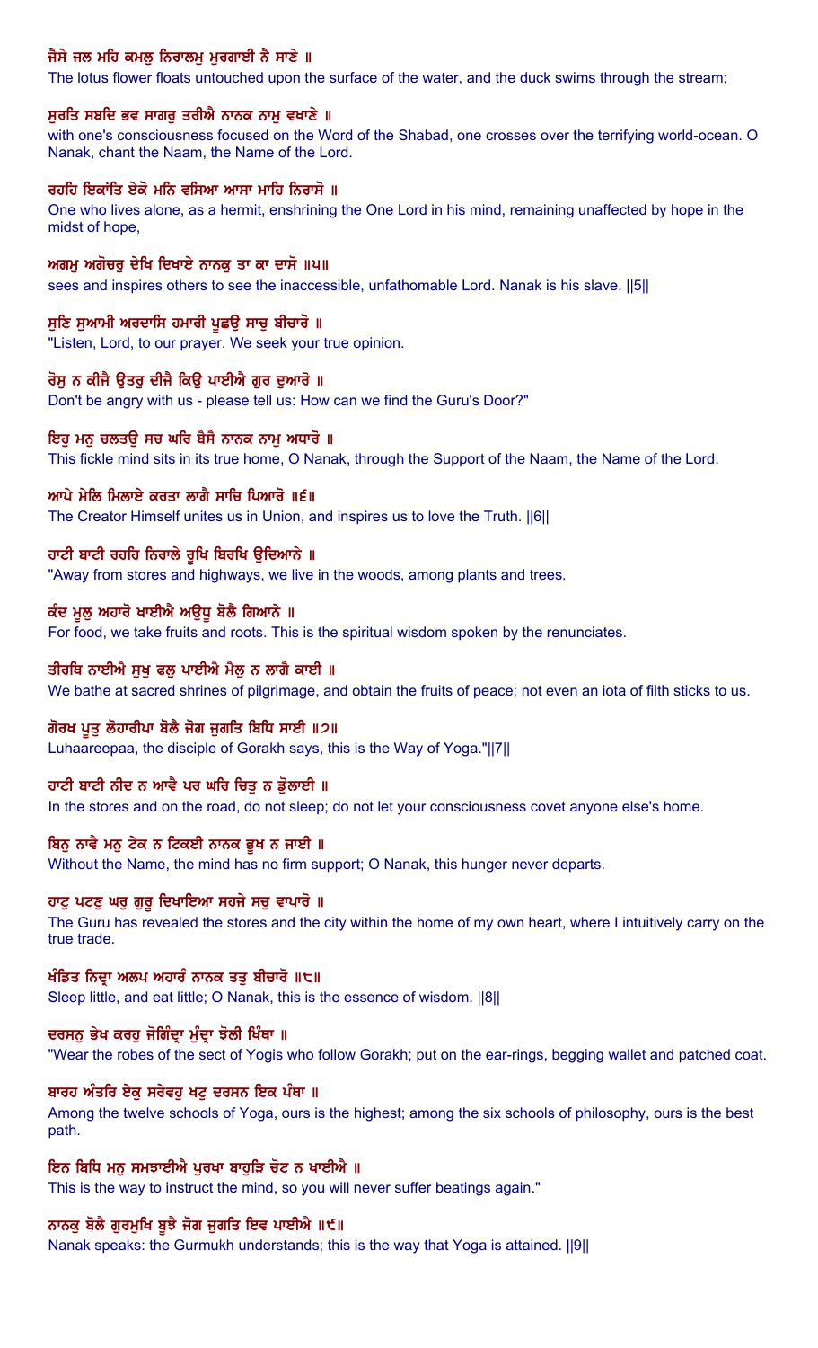ਜੈਸੇ ਜਲ ਮਹਿ ਕਮਲੁ ਨਿਰਾਲਮੁ ਮੁਰਗਾਈ ਨੈ ਸਾਣੇ ॥

The lotus flower floats untouched upon the surface of the water, and the duck swims through the stream;

ਸੁਰਤਿ ਸਬਦਿ ਭਵ ਸਾਗਰੁ ਤਰੀਐ ਨਾਨਕ ਨਾਮੁ ਵਖਾਣੇ ॥

with one's consciousness focused on the Word of the Shabad, one crosses over the terrifying world-ocean. O Nanak, chant the Naam, the Name of the Lord.

ਰਹਹਿ ਇਕਾਂਤਿ ਏਕੋ ਮਨਿ ਵਸਿਆ ਆਸਾ ਮਾਹਿ ਨਿਰਾਸੋ ॥

One who lives alone, as a hermit, enshrining the One Lord in his mind, remaining unaffected by hope in the midst of hope,

ਅਗਮੁ ਅਗੋਚਰੁ ਦੇਖਿ ਦਿਖਾਏ ਨਾਨਕੁ ਤਾ ਕਾ ਦਾਸੋ ॥੫॥

sees and inspires others to see the inaccessible, unfathomable Lord. Nanak is his slave. ||5||

ਸੁਣਿ ਸੁਆਮੀ ਅਰਦਾਸਿ ਹਮਾਰੀ ਪੂਛਉ ਸਾਚੁ ਬੀਚਾਰੋ ॥

"Listen, Lord, to our prayer. We seek your true opinion.

ਰੋਸੁ ਨ ਕੀਜੈ ਉਤਰੁ ਦੀਜੈ ਕਿਉ ਪਾਈਐ ਗੁਰ ਦੁਆਰੋ ॥

Don't be angry with us - please tell us: How can we find the Guru's Door?"

ਇਹੁ ਮਨੁ ਚਲਤਉ ਸਚ ਘਰਿ ਬੈਸੈ ਨਾਨਕ ਨਾਮੁ ਅਧਾਰੋ ॥

This fickle mind sits in its true home, O Nanak, through the Support of the Naam, the Name of the Lord.

ਆਪੇ ਮੇਲਿ ਮਿਲਾਏ ਕਰਤਾ ਲਾਗੈ ਸਾਚਿ ਪਿਆਰੋ ॥੬॥

The Creator Himself unites us in Union, and inspires us to love the Truth. ||6||

ਹਾਟੀ ਬਾਟੀ ਰਹਹਿ ਨਿਰਾਲੇ ਰੂਖਿ ਬਿਰਖਿ ਉਦਿਆਨੇ ॥

"Away from stores and highways, we live in the woods, among plants and trees.

ਕੰਦ ਮੂਲੁ ਅਹਾਰੋ ਖਾਈਐ ਅਉਧੂ ਬੋਲੈ ਗਿਆਨੇ ॥

For food, we take fruits and roots. This is the spiritual wisdom spoken by the renunciates.

ਤੀਰਥਿ ਨਾਈਐ ਸੁਖੁ ਫਲੁ ਪਾਈਐ ਮੈਲੁ ਨ ਲਾਗੈ ਕਾਈ ॥

We bathe at sacred shrines of pilgrimage, and obtain the fruits of peace; not even an iota of filth sticks to us.

ਗੋਰਖ ਪੂਤੁ ਲੋਹਾਰੀਪਾ ਬੋਲੈ ਜੋਗ ਜੁਗਤਿ ਬਿਧਿ ਸਾਈ ॥੭॥

Luhaareepaa, the disciple of Gorakh says, this is the Way of Yoga."||7||

ਹਾਟੀ ਬਾਟੀ ਨੀਦ ਨ ਆਵੈ ਪਰ ਘਰਿ ਚਿਤੁ ਨ ਡੋੁਲਾਈ ॥

In the stores and on the road, do not sleep; do not let your consciousness covet anyone else's home.

ਬਿਨੁ ਨਾਵੈ ਮਨੁ ਟੇਕ ਨ ਟਿਕਈ ਨਾਨਕ ਭੂਖ ਨ ਜਾਈ ॥

Without the Name, the mind has no firm support; O Nanak, this hunger never departs.

ਹਾਟੁ ਪਟਣੁ ਘਰੁ ਗੁਰੂ ਦਿਖਾਇਆ ਸਹਜੇ ਸਚੁ ਵਾਪਾਰੋ ॥

The Guru has revealed the stores and the city within the home of my own heart, where I intuitively carry on the true trade.

ਖੰਡਿਤ ਨਿਦ੍ਰਾ ਅਲਪ ਅਹਾਰੰ ਨਾਨਕ ਤਤੁ ਬੀਚਾਰੋ ॥੮॥

Sleep little, and eat little; O Nanak, this is the essence of wisdom. ||8||

ਦਰਸਨੁ ਭੇਖ ਕਰਹੁ ਜੋਗਿੰਦ੍ਰਾ ਮੁੰਦ੍ਰਾ ਝੋਲੀ ਖਿੰਥਾ ॥

"Wear the robes of the sect of Yogis who follow Gorakh; put on the ear-rings, begging wallet and patched coat.

ਬਾਰਹ ਅੰਤਰਿ ਏਕੁ ਸਰੇਵਹੁ ਖਟੁ ਦਰਸਨ ਇਕ ਪੰਥਾ ॥

Among the twelve schools of Yoga, ours is the highest; among the six schools of philosophy, ours is the best path.

ਇਨ ਬਿਧਿ ਮਨੁ ਸਮਝਾਈਐ ਪੁਰਖਾ ਬਾਹੁੜਿ ਚੋਟ ਨ ਖਾਈਐ ॥

This is the way to instruct the mind, so you will never suffer beatings again."

ਨਾਨਕੁ ਬੋਲੈ ਗੁਰਮੁਖਿ ਬੂਝੈ ਜੋਗ ਜੁਗਤਿ ਇਵ ਪਾਈਐ ॥੯॥

Nanak speaks: the Gurmukh understands; this is the way that Yoga is attained. ||9||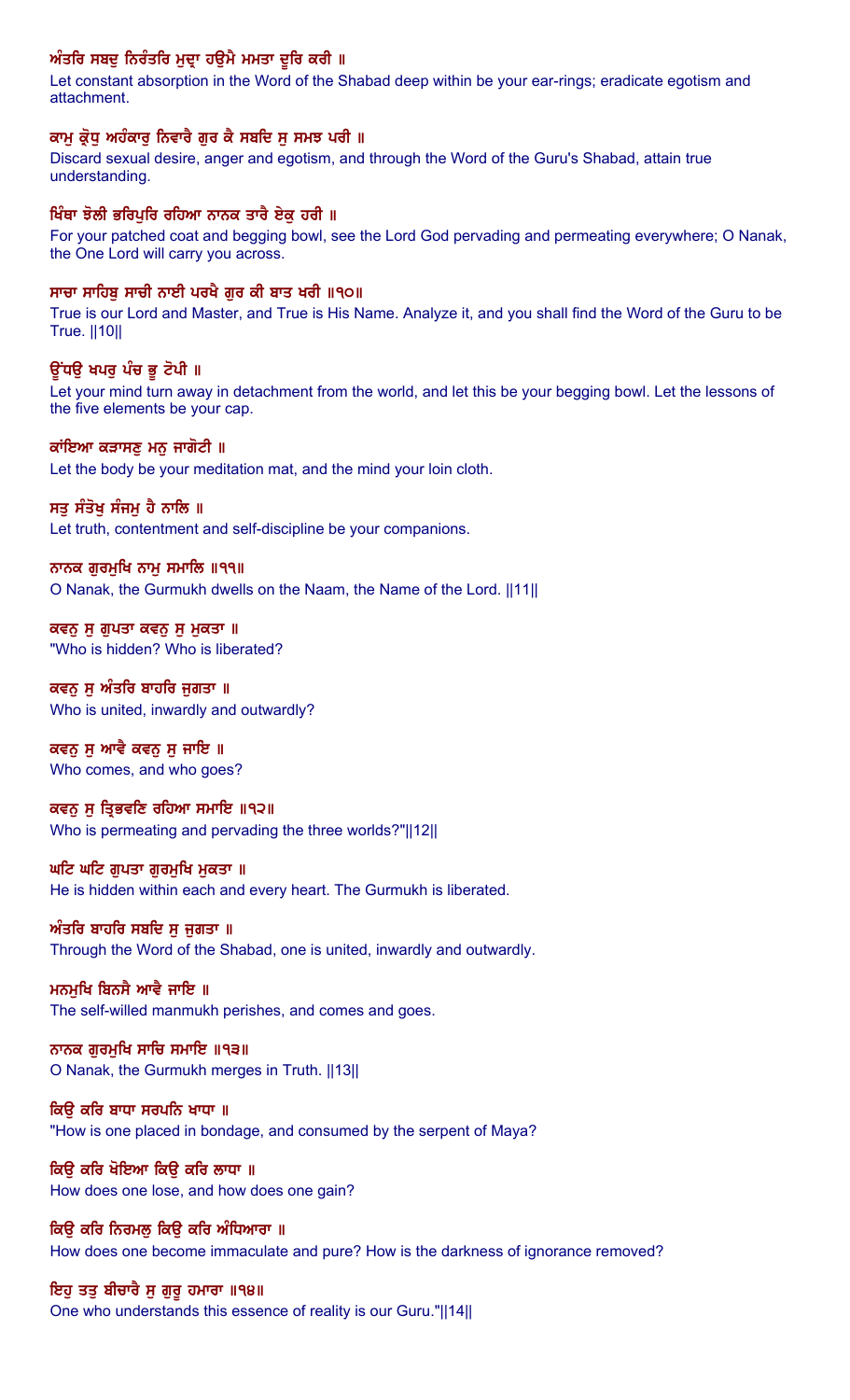ਅੰਤਰਿ ਸਬਦੁ ਨਿਰੰਤਰਿ ਮੁਦ੍ਰਾ ਹਉਮੈ ਮਮਤਾ ਦੂਰਿ ਕਰੀ ॥

Let constant absorption in the Word of the Shabad deep within be your ear-rings; eradicate egotism and attachment.

ਕਾਮੁ ਕ੍ਰੋਧੁ ਅਹੰਕਾਰੁ ਨਿਵਾਰੈ ਗੁਰ ਕੈ ਸਬਦਿ ਸੁ ਸਮਝ ਪਰੀ ॥

Discard sexual desire, anger and egotism, and through the Word of the Guru's Shabad, attain true understanding.

ਖਿੰਥਾ ਝੋਲੀ ਭਰਿਪੁਰਿ ਰਹਿਆ ਨਾਨਕ ਤਾਰੈ ਏਕੁ ਹਰੀ ॥

For your patched coat and begging bowl, see the Lord God pervading and permeating everywhere; O Nanak, the One Lord will carry you across.

ਸਾਚਾ ਸਾਹਿਬੁ ਸਾਚੀ ਨਾਈ ਪਰਖੈ ਗੁਰ ਕੀ ਬਾਤ ਖਰੀ ॥੧੦॥

True is our Lord and Master, and True is His Name. Analyze it, and you shall find the Word of the Guru to be True. ||10||

ਊਂਧਉ ਖਪਰੁ ਪੰਚ ਭੂ ਟੋਪੀ ॥

Let your mind turn away in detachment from the world, and let this be your begging bowl. Let the lessons of the five elements be your cap.

ਕਾਂਇਆ ਕੜਾਸਣੁ ਮਨੁ ਜਾਗੋਟੀ ॥

Let the body be your meditation mat, and the mind your loin cloth.

ਸਤੁ ਸੰਤੋਖੁ ਸੰਜਮੁ ਹੈ ਨਾਲਿ ॥

Let truth, contentment and self-discipline be your companions.

ਨਾਨਕ ਗੁਰਮੁਖਿ ਨਾਮੁ ਸਮਾਲਿ ॥੧੧॥

O Nanak, the Gurmukh dwells on the Naam, the Name of the Lord. ||11||

ਕਵਨੁ ਸੁ ਗੁਪਤਾ ਕਵਨੁ ਸੁ ਮੁਕਤਾ ॥

"Who is hidden? Who is liberated?

ਕਵਨੁ ਸੁ ਅੰਤਰਿ ਬਾਹਰਿ ਜੁਗਤਾ ॥

Who is united, inwardly and outwardly?

ਕਵਨੁ ਸੁ ਆਵੈ ਕਵਨੁ ਸੁ ਜਾਇ ॥

Who comes, and who goes?

ਕਵਨੁ ਸੁ ਤ੍ਰਿਭਵਣਿ ਰਹਿਆ ਸਮਾਇ ॥੧੨॥

Who is permeating and pervading the three worlds?"||12||

ਘਟਿ ਘਟਿ ਗੁਪਤਾ ਗੁਰਮੁਖਿ ਮੁਕਤਾ ॥

He is hidden within each and every heart. The Gurmukh is liberated.

ਅੰਤਰਿ ਬਾਹਰਿ ਸਬਦਿ ਸੁ ਜੁਗਤਾ ॥

Through the Word of the Shabad, one is united, inwardly and outwardly.

ਮਨਮੁਖਿ ਬਿਨਸੈ ਆਵੈ ਜਾਇ ॥

The self-willed manmukh perishes, and comes and goes.

ਨਾਨਕ ਗੁਰਮੁਖਿ ਸਾਚਿ ਸਮਾਇ ॥੧੩॥

O Nanak, the Gurmukh merges in Truth. ||13||

ਕਿਉ ਕਰਿ ਬਾਧਾ ਸਰਪਨਿ ਖਾਧਾ ॥

"How is one placed in bondage, and consumed by the serpent of Maya?

ਕਿਉ ਕਰਿ ਖੋਇਆ ਕਿਉ ਕਰਿ ਲਾਧਾ ॥

How does one lose, and how does one gain?

ਕਿਉ ਕਰਿ ਨਿਰਮਲੁ ਕਿਉ ਕਰਿ ਅੰਧਿਆਰਾ ॥

How does one become immaculate and pure? How is the darkness of ignorance removed?

ਇਹੁ ਤਤੁ ਬੀਚਾਰੈ ਸੁ ਗੁਰੂ ਹਮਾਰਾ ॥੧੪॥

One who understands this essence of reality is our Guru."||14||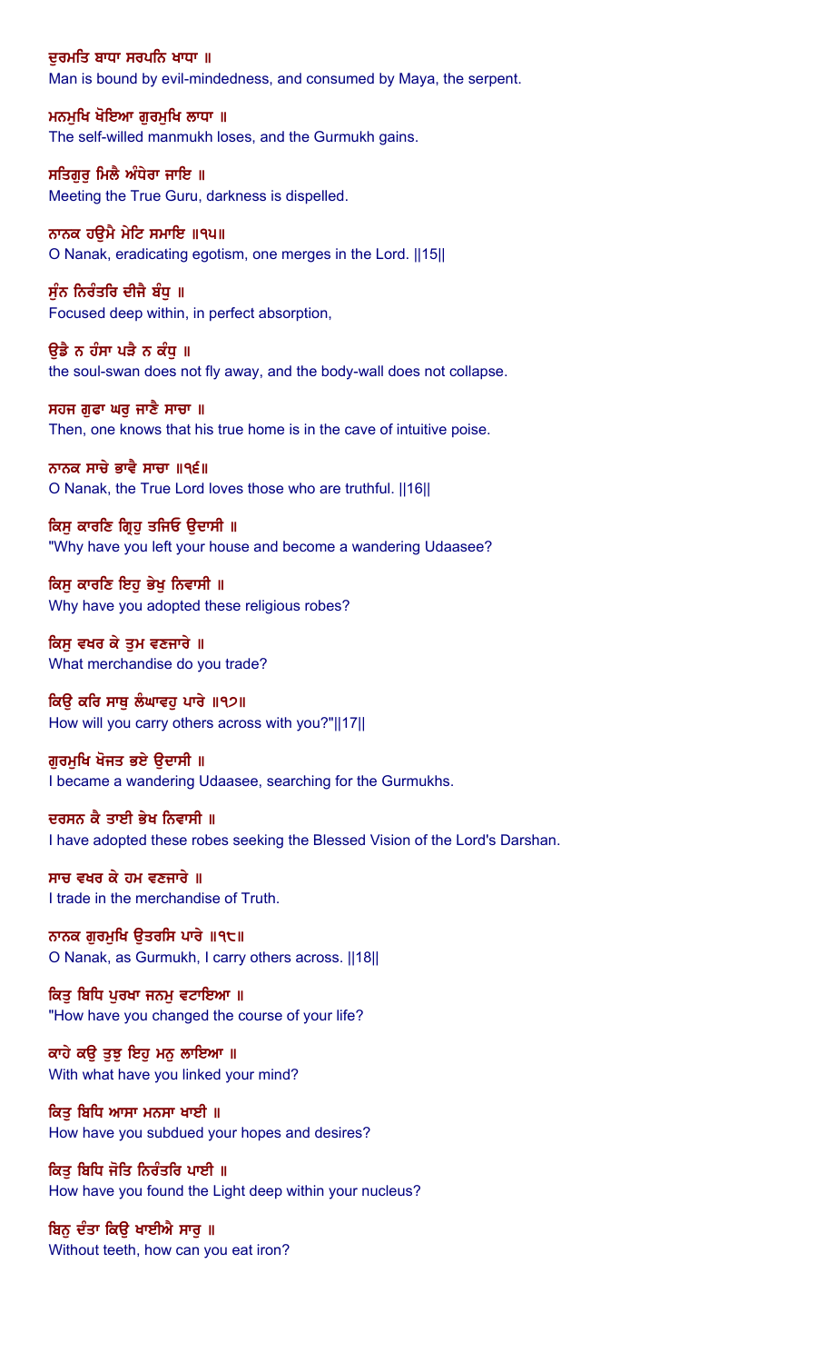ਦੁਰਮਤਿ ਬਾਧਾ ਸਰਪਨਿ ਖਾਧਾ ॥
Man is bound by evil-mindedness, and consumed by Maya, the serpent.

ਮਨਮੁਖਿ ਖੋਇਆ ਗੁਰਮੁਖਿ ਲਾਧਾ ॥
The self-willed manmukh loses, and the Gurmukh gains.

ਸਤਿਗੁਰੁ ਮਿਲੈ ਅੰਧੇਰਾ ਜਾਇ ॥
Meeting the True Guru, darkness is dispelled.

ਨਾਨਕ ਹਉਮੈ ਮੇਟਿ ਸਮਾਇ ॥੧੫॥
O Nanak, eradicating egotism, one merges in the Lord. ||15||

ਸੁੰਨ ਨਿਰੰਤਰਿ ਦੀਜੈ ਬੰਧੁ ॥
Focused deep within, in perfect absorption,

ਉਡੈ ਨ ਹੰਸਾ ਪੜੈ ਨ ਕੰਧੁ ॥
the soul-swan does not fly away, and the body-wall does not collapse.

ਸਹਜ ਗੁਫਾ ਘਰੁ ਜਾਣੈ ਸਾਚਾ ॥
Then, one knows that his true home is in the cave of intuitive poise.

ਨਾਨਕ ਸਾਚੇ ਭਾਵੈ ਸਾਚਾ ॥੧੬॥
O Nanak, the True Lord loves those who are truthful. ||16||

ਕਿਸੁ ਕਾਰਣਿ ਗ੍ਰਿਹੁ ਤਜਿਓ ਉਦਾਸੀ ॥
"Why have you left your house and become a wandering Udaasee?

ਕਿਸੁ ਕਾਰਣਿ ਇਹੁ ਭੇਖੁ ਨਿਵਾਸੀ ॥
Why have you adopted these religious robes?

ਕਿਸੁ ਵਖਰ ਕੇ ਤੁਮ ਵਣਜਾਰੇ ॥
What merchandise do you trade?

ਕਿਉ ਕਰਿ ਸਾਥੁ ਲੰਘਾਵਹੁ ਪਾਰੇ ॥੧੭॥
How will you carry others across with you?"||17||

ਗੁਰਮੁਖਿ ਖੋਜਤ ਭਏ ਉਦਾਸੀ ॥
I became a wandering Udaasee, searching for the Gurmukhs.

ਦਰਸਨ ਕੈ ਤਾਈ ਭੇਖ ਨਿਵਾਸੀ ॥
I have adopted these robes seeking the Blessed Vision of the Lord's Darshan.

ਸਾਚ ਵਖਰ ਕੇ ਹਮ ਵਣਜਾਰੇ ॥
I trade in the merchandise of Truth.

ਨਾਨਕ ਗੁਰਮੁਖਿ ਉਤਰਸਿ ਪਾਰੇ ॥੧੮॥
O Nanak, as Gurmukh, I carry others across. ||18||

ਕਿਤੁ ਬਿਧਿ ਪੁਰਖਾ ਜਨਮੁ ਵਟਾਇਆ ॥
"How have you changed the course of your life?

ਕਾਹੇ ਕਉ ਤੁਝੁ ਇਹੁ ਮਨੁ ਲਾਇਆ ॥
With what have you linked your mind?

ਕਿਤੁ ਬਿਧਿ ਆਸਾ ਮਨਸਾ ਖਾਈ ॥
How have you subdued your hopes and desires?

ਕਿਤੁ ਬਿਧਿ ਜੋਤਿ ਨਿਰੰਤਰਿ ਪਾਈ ॥
How have you found the Light deep within your nucleus?

ਬਿਨੁ ਦੰਤਾ ਕਿਉ ਖਾਈਐ ਸਾਰੁ ॥
Without teeth, how can you eat iron?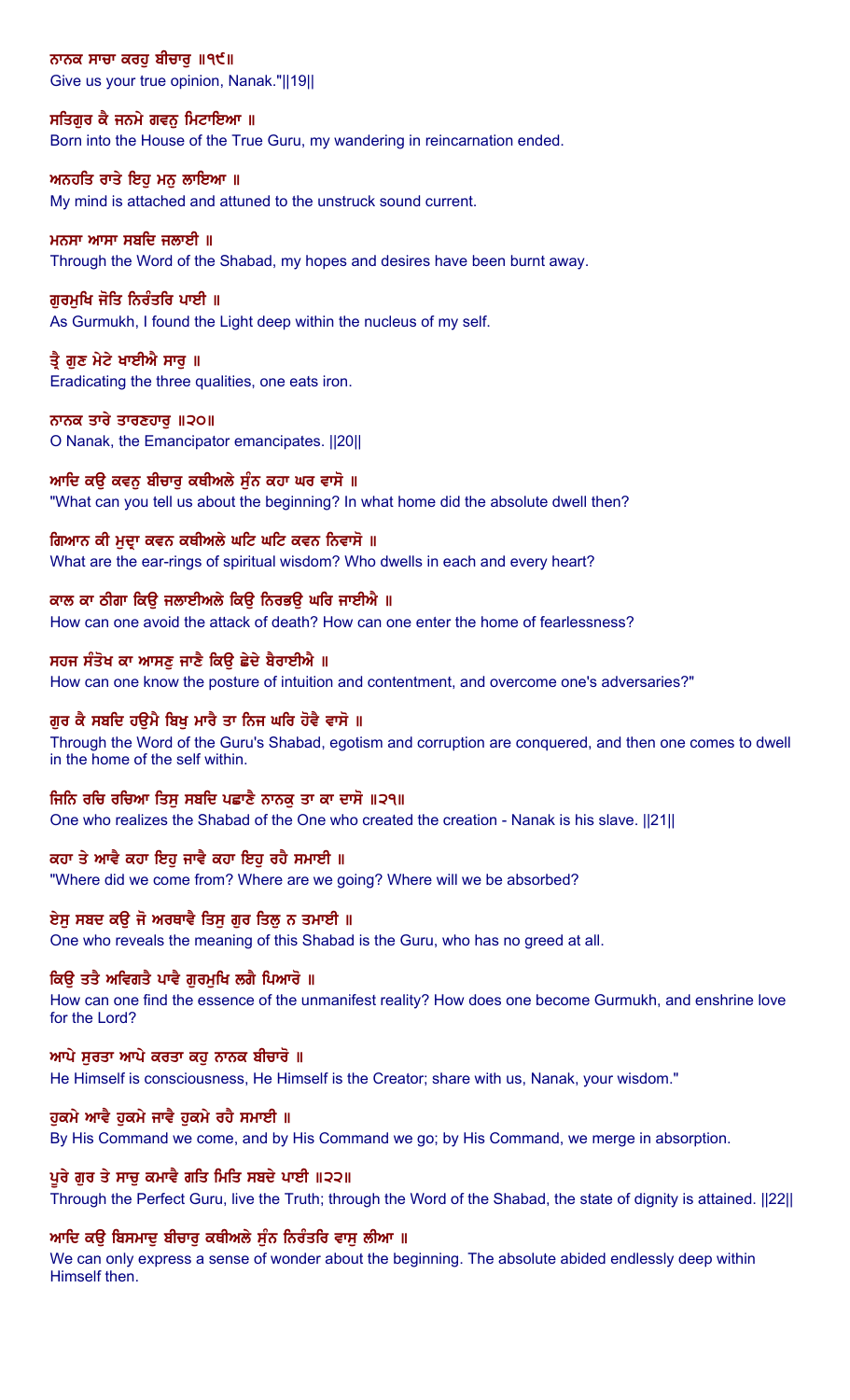ਨਾਨਕ ਸਾਚਾ ਕਰਹੁ ਬੀਚਾਰੁ ॥੧੯॥
Give us your true opinion, Nanak."||19||

ਸਤਿਗੁਰ ਕੈ ਜਨਮੇ ਗਵਨੁ ਮਿਟਾਇਆ ॥
Born into the House of the True Guru, my wandering in reincarnation ended.

ਅਨਹਤਿ ਰਾਤੇ ਇਹੁ ਮਨੁ ਲਾਇਆ ॥
My mind is attached and attuned to the unstruck sound current.

ਮਨਸਾ ਆਸਾ ਸਬਦਿ ਜਲਾਈ ॥
Through the Word of the Shabad, my hopes and desires have been burnt away.

ਗੁਰਮੁਖਿ ਜੋਤਿ ਨਿਰੰਤਰਿ ਪਾਈ ॥
As Gurmukh, I found the Light deep within the nucleus of my self.

ਤ੍ਰੈ ਗੁਣ ਮੇਟੇ ਖਾਈਐ ਸਾਰੁ ॥
Eradicating the three qualities, one eats iron.

ਨਾਨਕ ਤਾਰੇ ਤਾਰਣਹਾਰੁ ॥੨੦॥
O Nanak, the Emancipator emancipates. ||20||

ਆਦਿ ਕਉ ਕਵਨੁ ਬੀਚਾਰੁ ਕਥੀਅਲੇ ਸੁੰਨ ਕਹਾ ਘਰ ਵਾਸੋ ॥
"What can you tell us about the beginning? In what home did the absolute dwell then?

ਗਿਆਨ ਕੀ ਮੁਦ੍ਰਾ ਕਵਨ ਕਥੀਅਲੇ ਘਟਿ ਘਟਿ ਕਵਨ ਨਿਵਾਸੋ ॥
What are the ear-rings of spiritual wisdom? Who dwells in each and every heart?

ਕਾਲ ਕਾ ਠੀਗਾ ਕਿਉ ਜਲਾਈਅਲੇ ਕਿਉ ਨਿਰਭਉ ਘਰਿ ਜਾਈਐ ॥
How can one avoid the attack of death? How can one enter the home of fearlessness?

ਸਹਜ ਸੰਤੋਖ ਕਾ ਆਸਣੁ ਜਾਣੈ ਕਿਉ ਛੇਦੇ ਬੈਰਾਈਐ ॥
How can one know the posture of intuition and contentment, and overcome one's adversaries?"

ਗੁਰ ਕੈ ਸਬਦਿ ਹਉਮੈ ਬਿਖੁ ਮਾਰੈ ਤਾ ਨਿਜ ਘਰਿ ਹੋਵੈ ਵਾਸੋ ॥
Through the Word of the Guru's Shabad, egotism and corruption are conquered, and then one comes to dwell in the home of the self within.

ਜਿਨਿ ਰਚਿ ਰਚਿਆ ਤਿਸੁ ਸਬਦਿ ਪਛਾਣੈ ਨਾਨਕੁ ਤਾ ਕਾ ਦਾਸੋ ॥੨੧॥
One who realizes the Shabad of the One who created the creation - Nanak is his slave. ||21||

ਕਹਾ ਤੇ ਆਵੈ ਕਹਾ ਇਹੁ ਜਾਵੈ ਕਹਾ ਇਹੁ ਰਹੈ ਸਮਾਈ ॥
"Where did we come from? Where are we going? Where will we be absorbed?

ਏਸੁ ਸਬਦ ਕਉ ਜੋ ਅਰਥਾਵੈ ਤਿਸੁ ਗੁਰ ਤਿਲੁ ਨ ਤਮਾਈ ॥
One who reveals the meaning of this Shabad is the Guru, who has no greed at all.

ਕਿਉ ਤਤੈ ਅਵਿਗਤੈ ਪਾਵੈ ਗੁਰਮੁਖਿ ਲਗੈ ਪਿਆਰੋ ॥
How can one find the essence of the unmanifest reality? How does one become Gurmukh, and enshrine love for the Lord?

ਆਪੇ ਸੁਰਤਾ ਆਪੇ ਕਰਤਾ ਕਹੁ ਨਾਨਕ ਬੀਚਾਰੋ ॥
He Himself is consciousness, He Himself is the Creator; share with us, Nanak, your wisdom."

ਹੁਕਮੇ ਆਵੈ ਹੁਕਮੇ ਜਾਵੈ ਹੁਕਮੇ ਰਹੈ ਸਮਾਈ ॥
By His Command we come, and by His Command we go; by His Command, we merge in absorption.

ਪੂਰੇ ਗੁਰ ਤੇ ਸਾਚੁ ਕਮਾਵੈ ਗਤਿ ਮਿਤਿ ਸਬਦੇ ਪਾਈ ॥੨੨॥
Through the Perfect Guru, live the Truth; through the Word of the Shabad, the state of dignity is attained. ||22||

ਆਦਿ ਕਉ ਬਿਸਮਾਦੁ ਬੀਚਾਰੁ ਕਥੀਅਲੇ ਸੁੰਨ ਨਿਰੰਤਰਿ ਵਾਸੁ ਲੀਆ ॥
We can only express a sense of wonder about the beginning. The absolute abided endlessly deep within Himself then.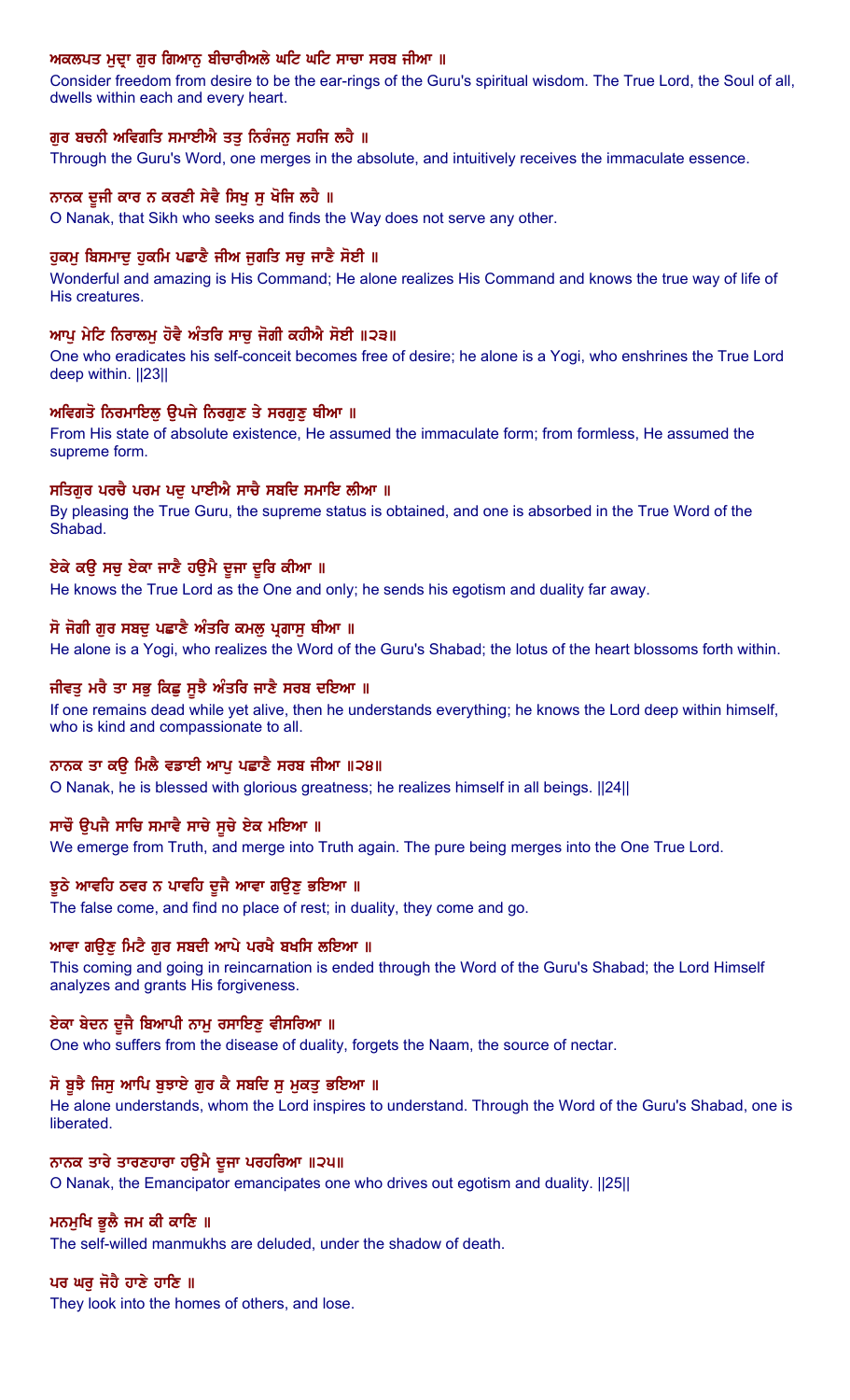**ਅਕਲਪਤ ਮੁਦ੍ਰਾ ਗੁਰ ਗਿਆਨੁ ਬੀਚਾਰੀਅਲੇ ਘਟਿ ਘਟਿ ਸਾਚਾ ਸਰਬ ਜੀਆ ॥**

Consider freedom from desire to be the ear-rings of the Guru's spiritual wisdom. The True Lord, the Soul of all, dwells within each and every heart.

**ਗੁਰ ਬਚਨੀ ਅਵਿਗਤਿ ਸਮਾਈਐ ਤਤੁ ਨਿਰੰਜਨੁ ਸਹਜਿ ਲਹੈ ॥**

Through the Guru's Word, one merges in the absolute, and intuitively receives the immaculate essence.

**ਨਾਨਕ ਦੂਜੀ ਕਾਰ ਨ ਕਰਣੀ ਸੇਵੈ ਸਿਖੁ ਸੁ ਖੋਜਿ ਲਹੈ ॥**

O Nanak, that Sikh who seeks and finds the Way does not serve any other.

**ਹੁਕਮੁ ਬਿਸਮਾਦੁ ਹੁਕਮਿ ਪਛਾਣੈ ਜੀਅ ਜੁਗਤਿ ਸਚੁ ਜਾਣੈ ਸੋਈ ॥**

Wonderful and amazing is His Command; He alone realizes His Command and knows the true way of life of His creatures.

**ਆਪੁ ਮੇਟਿ ਨਿਰਾਲਮੁ ਹੋਵੈ ਅੰਤਰਿ ਸਾਚੁ ਜੋਗੀ ਕਹੀਐ ਸੋਈ ॥੨੩॥**

One who eradicates his self-conceit becomes free of desire; he alone is a Yogi, who enshrines the True Lord deep within. ||23||

**ਅਵਿਗਤੋ ਨਿਰਮਾਇਲੁ ਉਪਜੇ ਨਿਰਗੁਣ ਤੇ ਸਰਗੁਣੁ ਥੀਆ ॥**

From His state of absolute existence, He assumed the immaculate form; from formless, He assumed the supreme form.

**ਸਤਿਗੁਰ ਪਰਚੈ ਪਰਮ ਪਦੁ ਪਾਈਐ ਸਾਚੈ ਸਬਦਿ ਸਮਾਇ ਲੀਆ ॥**

By pleasing the True Guru, the supreme status is obtained, and one is absorbed in the True Word of the Shabad.

**ਏਕੇ ਕਉ ਸਚੁ ਏਕਾ ਜਾਣੈ ਹਉਮੈ ਦੂਜਾ ਦੂਰਿ ਕੀਆ ॥**

He knows the True Lord as the One and only; he sends his egotism and duality far away.

**ਸੋ ਜੋਗੀ ਗੁਰ ਸਬਦੁ ਪਛਾਣੈ ਅੰਤਰਿ ਕਮਲੁ ਪ੍ਰਗਾਸੁ ਥੀਆ ॥**

He alone is a Yogi, who realizes the Word of the Guru's Shabad; the lotus of the heart blossoms forth within.

**ਜੀਵਤੁ ਮਰੈ ਤਾ ਸਭੁ ਕਿਛੁ ਸੂਝੈ ਅੰਤਰਿ ਜਾਣੈ ਸਰਬ ਦਇਆ ॥**

If one remains dead while yet alive, then he understands everything; he knows the Lord deep within himself, who is kind and compassionate to all.

**ਨਾਨਕ ਤਾ ਕਉ ਮਿਲੈ ਵਡਾਈ ਆਪੁ ਪਛਾਣੈ ਸਰਬ ਜੀਆ ॥੨੪॥**

O Nanak, he is blessed with glorious greatness; he realizes himself in all beings. ||24||

**ਸਾਚੌ ਉਪਜੈ ਸਾਚਿ ਸਮਾਵੈ ਸਾਚੇ ਸੂਚੇ ਏਕ ਮਇਆ ॥**

We emerge from Truth, and merge into Truth again. The pure being merges into the One True Lord.

**ਝੂਠੇ ਆਵਹਿ ਠਵਰ ਨ ਪਾਵਹਿ ਦੂਜੈ ਆਵਾ ਗਉਣੁ ਭਇਆ ॥**

The false come, and find no place of rest; in duality, they come and go.

**ਆਵਾ ਗਉਣੁ ਮਿਟੈ ਗੁਰ ਸਬਦੀ ਆਪੇ ਪਰਖੈ ਬਖਸਿ ਲਇਆ ॥**

This coming and going in reincarnation is ended through the Word of the Guru's Shabad; the Lord Himself analyzes and grants His forgiveness.

**ਏਕਾ ਬੇਦਨ ਦੂਜੈ ਬਿਆਪੀ ਨਾਮੁ ਰਸਾਇਣੁ ਵੀਸਰਿਆ ॥**

One who suffers from the disease of duality, forgets the Naam, the source of nectar.

**ਸੋ ਬੂਝੈ ਜਿਸੁ ਆਪਿ ਬੁਝਾਏ ਗੁਰ ਕੈ ਸਬਦਿ ਸੁ ਮੁਕਤੁ ਭਇਆ ॥**

He alone understands, whom the Lord inspires to understand. Through the Word of the Guru's Shabad, one is liberated.

**ਨਾਨਕ ਤਾਰੇ ਤਾਰਣਹਾਰਾ ਹਉਮੈ ਦੂਜਾ ਪਰਹਰਿਆ ॥੨੫॥**

O Nanak, the Emancipator emancipates one who drives out egotism and duality. ||25||

**ਮਨਮੁਖਿ ਭੂਲੈ ਜਮ ਕੀ ਕਾਣਿ ॥**

The self-willed manmukhs are deluded, under the shadow of death.

**ਪਰ ਘਰੁ ਜੋਹੈ ਹਾਣੇ ਹਾਣਿ ॥**

They look into the homes of others, and lose.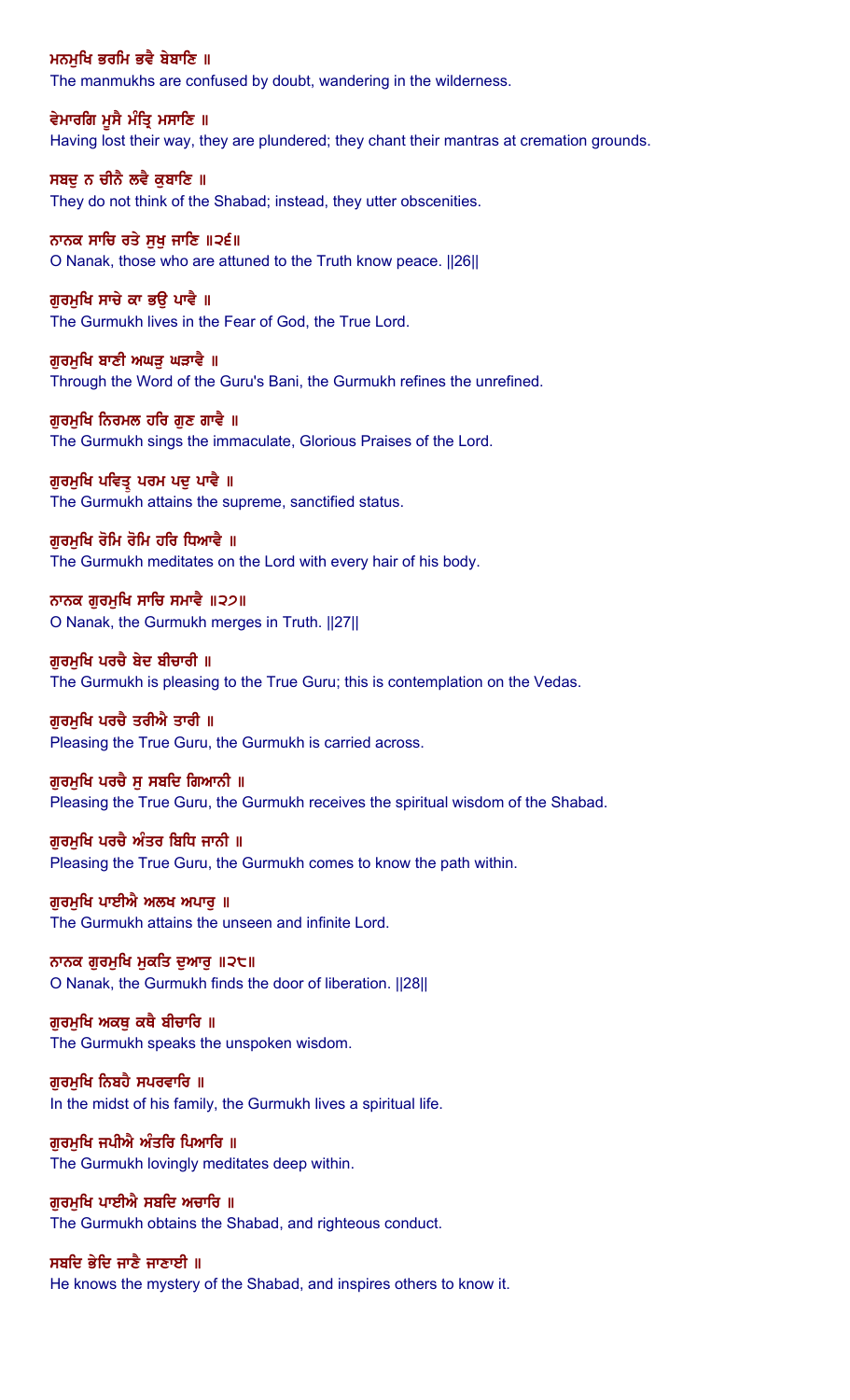ਮਨਮੁਖਿ ਭਰਮਿ ਭਵੈ ਬੇਬਾਣਿ ॥

The manmukhs are confused by doubt, wandering in the wilderness.

ਵੇਮਾਰਗਿ ਮੂਸੈ ਮੰਤ੍ਰਿ ਮਸਾਣਿ ॥

Having lost their way, they are plundered; they chant their mantras at cremation grounds.

ਸਬਦੁ ਨ ਚੀਨੈ ਲਵੈ ਕੁਬਾਣਿ ॥

They do not think of the Shabad; instead, they utter obscenities.

ਨਾਨਕ ਸਾਚਿ ਰਤੇ ਸੁਖੁ ਜਾਣਿ ॥੨੬॥

O Nanak, those who are attuned to the Truth know peace. ||26||

ਗੁਰਮੁਖਿ ਸਾਚੇ ਕਾ ਭਉ ਪਾਵੈ ॥

The Gurmukh lives in the Fear of God, the True Lord.

ਗੁਰਮੁਖਿ ਬਾਣੀ ਅਘੜੁ ਘੜਾਵੈ ॥

Through the Word of the Guru's Bani, the Gurmukh refines the unrefined.

ਗੁਰਮੁਖਿ ਨਿਰਮਲ ਹਰਿ ਗੁਣ ਗਾਵੈ ॥

The Gurmukh sings the immaculate, Glorious Praises of the Lord.

ਗੁਰਮੁਖਿ ਪਵਿਤ੍ਰੁ ਪਰਮ ਪਦੁ ਪਾਵੈ ॥

The Gurmukh attains the supreme, sanctified status.

ਗੁਰਮੁਖਿ ਰੋਮਿ ਰੋਮਿ ਹਰਿ ਧਿਆਵੈ ॥

The Gurmukh meditates on the Lord with every hair of his body.

ਨਾਨਕ ਗੁਰਮੁਖਿ ਸਾਚਿ ਸਮਾਵੈ ॥੨੭॥

O Nanak, the Gurmukh merges in Truth. ||27||

ਗੁਰਮੁਖਿ ਪਰਚੈ ਬੇਦ ਬੀਚਾਰੀ ॥

The Gurmukh is pleasing to the True Guru; this is contemplation on the Vedas.

ਗੁਰਮੁਖਿ ਪਰਚੈ ਤਰੀਐ ਤਾਰੀ ॥

Pleasing the True Guru, the Gurmukh is carried across.

ਗੁਰਮੁਖਿ ਪਰਚੈ ਸੁ ਸਬਦਿ ਗਿਆਨੀ ॥

Pleasing the True Guru, the Gurmukh receives the spiritual wisdom of the Shabad.

ਗੁਰਮੁਖਿ ਪਰਚੈ ਅੰਤਰ ਬਿਧਿ ਜਾਨੀ ॥

Pleasing the True Guru, the Gurmukh comes to know the path within.

ਗੁਰਮੁਖਿ ਪਾਈਐ ਅਲਖ ਅਪਾਰੁ ॥

The Gurmukh attains the unseen and infinite Lord.

ਨਾਨਕ ਗੁਰਮੁਖਿ ਮੁਕਤਿ ਦੁਆਰੁ ॥੨੮॥

O Nanak, the Gurmukh finds the door of liberation. ||28||

ਗੁਰਮੁਖਿ ਅਕਥੁ ਕਥੈ ਬੀਚਾਰਿ ॥

The Gurmukh speaks the unspoken wisdom.

ਗੁਰਮੁਖਿ ਨਿਬਹੈ ਸਪਰਵਾਰਿ ॥

In the midst of his family, the Gurmukh lives a spiritual life.

ਗੁਰਮੁਖਿ ਜਪੀਐ ਅੰਤਰਿ ਪਿਆਰਿ ॥

The Gurmukh lovingly meditates deep within.

ਗੁਰਮੁਖਿ ਪਾਈਐ ਸਬਦਿ ਅਚਾਰਿ ॥

The Gurmukh obtains the Shabad, and righteous conduct.

ਸਬਦਿ ਭੇਦਿ ਜਾਣੈ ਜਾਣਾਈ ॥

He knows the mystery of the Shabad, and inspires others to know it.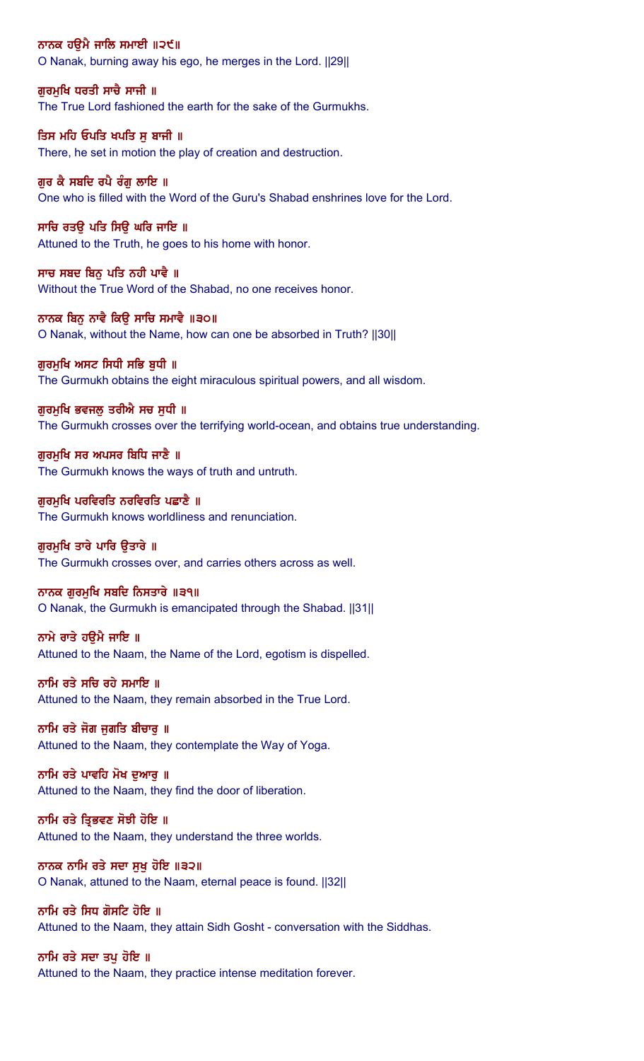ਨਾਨਕ ਹਉਮੈ ਜਾਲਿ ਸਮਾਈ ॥੨੯॥
O Nanak, burning away his ego, he merges in the Lord. ||29||

ਗੁਰਮੁਖਿ ਧਰਤੀ ਸਾਚੈ ਸਾਜੀ ॥
The True Lord fashioned the earth for the sake of the Gurmukhs.

ਤਿਸ ਮਹਿ ਓਪਤਿ ਖਪਤਿ ਸੁ ਬਾਜੀ ॥
There, he set in motion the play of creation and destruction.

ਗੁਰ ਕੈ ਸਬਦਿ ਰਪੈ ਰੰਗੁ ਲਾਇ ॥
One who is filled with the Word of the Guru's Shabad enshrines love for the Lord.

ਸਾਚਿ ਰਤਉ ਪਤਿ ਸਿਉ ਘਰਿ ਜਾਇ ॥
Attuned to the Truth, he goes to his home with honor.

ਸਾਚ ਸਬਦ ਬਿਨੁ ਪਤਿ ਨਹੀ ਪਾਵੈ ॥
Without the True Word of the Shabad, no one receives honor.

ਨਾਨਕ ਬਿਨੁ ਨਾਵੈ ਕਿਉ ਸਾਚਿ ਸਮਾਵੈ ॥੩੦॥
O Nanak, without the Name, how can one be absorbed in Truth? ||30||

ਗੁਰਮੁਖਿ ਅਸਟ ਸਿਧੀ ਸਭਿ ਬੁਧੀ ॥
The Gurmukh obtains the eight miraculous spiritual powers, and all wisdom.

ਗੁਰਮੁਖਿ ਭਵਜਲੁ ਤਰੀਐ ਸਚ ਸੁਧੀ ॥
The Gurmukh crosses over the terrifying world-ocean, and obtains true understanding.

ਗੁਰਮੁਖਿ ਸਰ ਅਪਸਰ ਬਿਧਿ ਜਾਣੈ ॥
The Gurmukh knows the ways of truth and untruth.

ਗੁਰਮੁਖਿ ਪਰਵਿਰਤਿ ਨਰਵਿਰਤਿ ਪਛਾਣੈ ॥
The Gurmukh knows worldliness and renunciation.

ਗੁਰਮੁਖਿ ਤਾਰੇ ਪਾਰਿ ਉਤਾਰੇ ॥
The Gurmukh crosses over, and carries others across as well.

ਨਾਨਕ ਗੁਰਮੁਖਿ ਸਬਦਿ ਨਿਸਤਾਰੇ ॥੩੧॥
O Nanak, the Gurmukh is emancipated through the Shabad. ||31||

ਨਾਮੇ ਰਾਤੇ ਹਉਮੈ ਜਾਇ ॥
Attuned to the Naam, the Name of the Lord, egotism is dispelled.

ਨਾਮਿ ਰਤੇ ਸਚਿ ਰਹੇ ਸਮਾਇ ॥
Attuned to the Naam, they remain absorbed in the True Lord.

ਨਾਮਿ ਰਤੇ ਜੋਗ ਜੁਗਤਿ ਬੀਚਾਰੁ ॥
Attuned to the Naam, they contemplate the Way of Yoga.

ਨਾਮਿ ਰਤੇ ਪਾਵਹਿ ਮੋਖ ਦੁਆਰੁ ॥
Attuned to the Naam, they find the door of liberation.

ਨਾਮਿ ਰਤੇ ਤ੍ਰਿਭਵਣ ਸੋਝੀ ਹੋਇ ॥
Attuned to the Naam, they understand the three worlds.

ਨਾਨਕ ਨਾਮਿ ਰਤੇ ਸਦਾ ਸੁਖੁ ਹੋਇ ॥੩੨॥
O Nanak, attuned to the Naam, eternal peace is found. ||32||

ਨਾਮਿ ਰਤੇ ਸਿਧ ਗੋਸਟਿ ਹੋਇ ॥
Attuned to the Naam, they attain Sidh Gosht - conversation with the Siddhas.

ਨਾਮਿ ਰਤੇ ਸਦਾ ਤਪੁ ਹੋਇ ॥
Attuned to the Naam, they practice intense meditation forever.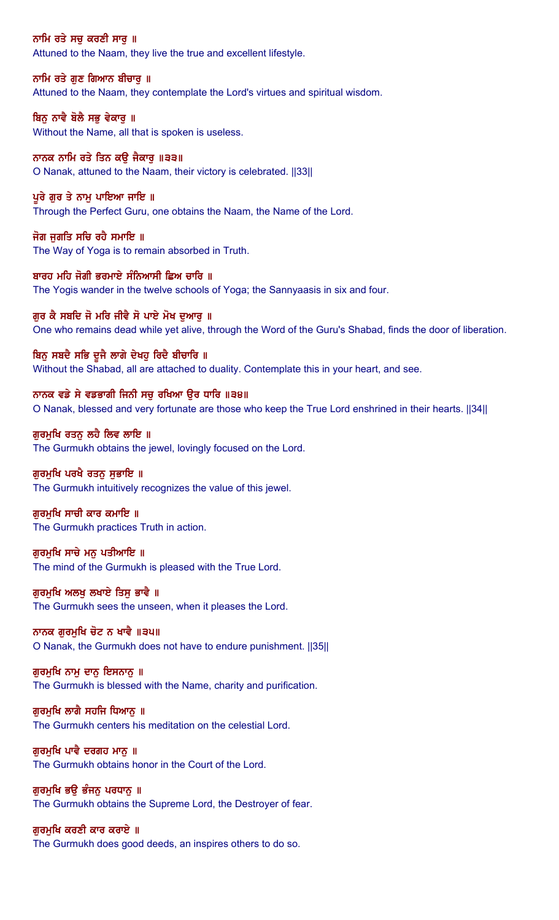ਨਾਮਿ ਰਤੇ ਸਚੁ ਕਰਣੀ ਸਾਰੁ ॥
Attuned to the Naam, they live the true and excellent lifestyle.

ਨਾਮਿ ਰਤੇ ਗੁਣ ਗਿਆਨ ਬੀਚਾਰੁ ॥
Attuned to the Naam, they contemplate the Lord's virtues and spiritual wisdom.

ਬਿਨੁ ਨਾਵੈ ਬੋਲੈ ਸਭੁ ਵੇਕਾਰੁ ॥
Without the Name, all that is spoken is useless.

ਨਾਨਕ ਨਾਮਿ ਰਤੇ ਤਿਨ ਕਉ ਜੈਕਾਰੁ ॥੩੩॥
O Nanak, attuned to the Naam, their victory is celebrated. ||33||

ਪੂਰੇ ਗੁਰ ਤੇ ਨਾਮੁ ਪਾਇਆ ਜਾਇ ॥
Through the Perfect Guru, one obtains the Naam, the Name of the Lord.

ਜੋਗ ਜੁਗਤਿ ਸਚਿ ਰਹੈ ਸਮਾਇ ॥
The Way of Yoga is to remain absorbed in Truth.

ਬਾਰਹ ਮਹਿ ਜੋਗੀ ਭਰਮਾਏ ਸੰਨਿਆਸੀ ਛਿਅ ਚਾਰਿ ॥
The Yogis wander in the twelve schools of Yoga; the Sannyaasis in six and four.

ਗੁਰ ਕੈ ਸਬਦਿ ਜੋ ਮਰਿ ਜੀਵੈ ਸੋ ਪਾਏ ਮੋਖ ਦੁਆਰੁ ॥
One who remains dead while yet alive, through the Word of the Guru's Shabad, finds the door of liberation.

ਬਿਨੁ ਸਬਦੈ ਸਭਿ ਦੂਜੈ ਲਾਗੇ ਦੇਖਹੁ ਰਿਦੈ ਬੀਚਾਰਿ ॥
Without the Shabad, all are attached to duality. Contemplate this in your heart, and see.

ਨਾਨਕ ਵਡੇ ਸੇ ਵਡਭਾਗੀ ਜਿਨੀ ਸਚੁ ਰਖਿਆ ਉਰ ਧਾਰਿ ॥੩੪॥
O Nanak, blessed and very fortunate are those who keep the True Lord enshrined in their hearts. ||34||

ਗੁਰਮੁਖਿ ਰਤਨੁ ਲਹੈ ਲਿਵ ਲਾਇ ॥
The Gurmukh obtains the jewel, lovingly focused on the Lord.

ਗੁਰਮੁਖਿ ਪਰਖੈ ਰਤਨੁ ਸੁਭਾਇ ॥
The Gurmukh intuitively recognizes the value of this jewel.

ਗੁਰਮੁਖਿ ਸਾਚੀ ਕਾਰ ਕਮਾਇ ॥
The Gurmukh practices Truth in action.

ਗੁਰਮੁਖਿ ਸਾਚੇ ਮਨੁ ਪਤੀਆਇ ॥
The mind of the Gurmukh is pleased with the True Lord.

ਗੁਰਮੁਖਿ ਅਲਖੁ ਲਖਾਏ ਤਿਸੁ ਭਾਵੈ ॥
The Gurmukh sees the unseen, when it pleases the Lord.

ਨਾਨਕ ਗੁਰਮੁਖਿ ਚੋਟ ਨ ਖਾਵੈ ॥੩੫॥
O Nanak, the Gurmukh does not have to endure punishment. ||35||

ਗੁਰਮੁਖਿ ਨਾਮੁ ਦਾਨੁ ਇਸਨਾਨੁ ॥
The Gurmukh is blessed with the Name, charity and purification.

ਗੁਰਮੁਖਿ ਲਾਗੈ ਸਹਜਿ ਧਿਆਨੁ ॥
The Gurmukh centers his meditation on the celestial Lord.

ਗੁਰਮੁਖਿ ਪਾਵੈ ਦਰਗਹ ਮਾਨੁ ॥
The Gurmukh obtains honor in the Court of the Lord.

ਗੁਰਮੁਖਿ ਭਉ ਭੰਜਨੁ ਪਰਧਾਨੁ ॥
The Gurmukh obtains the Supreme Lord, the Destroyer of fear.

ਗੁਰਮੁਖਿ ਕਰਣੀ ਕਾਰ ਕਰਾਏ ॥
The Gurmukh does good deeds, an inspires others to do so.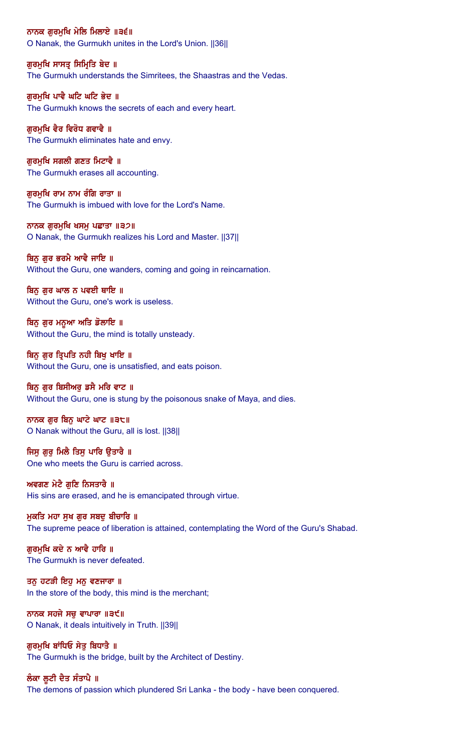ਨਾਨਕ ਗੁਰਮੁਖਿ ਮੇਲਿ ਮਿਲਾਏ ॥੩੬॥
O Nanak, the Gurmukh unites in the Lord's Union. ||36||

ਗੁਰਮੁਖਿ ਸਾਸਤ੍ਰ ਸਿਮ੍ਰਿਤਿ ਬੇਦ ॥
The Gurmukh understands the Simritees, the Shaastras and the Vedas.

ਗੁਰਮੁਖਿ ਪਾਵੈ ਘਟਿ ਘਟਿ ਭੇਦ ॥
The Gurmukh knows the secrets of each and every heart.

ਗੁਰਮੁਖਿ ਵੈਰ ਵਿਰੋਧ ਗਵਾਵੈ ॥
The Gurmukh eliminates hate and envy.

ਗੁਰਮੁਖਿ ਸਗਲੀ ਗਣਤ ਮਿਟਾਵੈ ॥
The Gurmukh erases all accounting.

ਗੁਰਮੁਖਿ ਰਾਮ ਨਾਮ ਰੰਗਿ ਰਾਤਾ ॥
The Gurmukh is imbued with love for the Lord's Name.

ਨਾਨਕ ਗੁਰਮੁਖਿ ਖਸਮੁ ਪਛਾਤਾ ॥੩੭॥
O Nanak, the Gurmukh realizes his Lord and Master. ||37||

ਬਿਨੁ ਗੁਰ ਭਰਮੈ ਆਵੈ ਜਾਇ ॥
Without the Guru, one wanders, coming and going in reincarnation.

ਬਿਨੁ ਗੁਰ ਘਾਲ ਨ ਪਵਈ ਥਾਇ ॥
Without the Guru, one's work is useless.

ਬਿਨੁ ਗੁਰ ਮਨੂਆ ਅਤਿ ਡੋਲਾਇ ॥
Without the Guru, the mind is totally unsteady.

ਬਿਨੁ ਗੁਰ ਤ੍ਰਿਪਤਿ ਨਹੀ ਬਿਖੁ ਖਾਇ ॥
Without the Guru, one is unsatisfied, and eats poison.

ਬਿਨੁ ਗੁਰ ਬਿਸੀਅਰੁ ਡਸੈ ਮਰਿ ਵਾਟ ॥
Without the Guru, one is stung by the poisonous snake of Maya, and dies.

ਨਾਨਕ ਗੁਰ ਬਿਨੁ ਘਾਟੇ ਘਾਟ ॥੩੮॥
O Nanak without the Guru, all is lost. ||38||

ਜਿਸੁ ਗੁਰੁ ਮਿਲੈ ਤਿਸੁ ਪਾਰਿ ਉਤਾਰੈ ॥
One who meets the Guru is carried across.

ਅਵਗਣ ਮੇਟੈ ਗੁਣਿ ਨਿਸਤਾਰੈ ॥
His sins are erased, and he is emancipated through virtue.

ਮੁਕਤਿ ਮਹਾ ਸੁਖ ਗੁਰ ਸਬਦੁ ਬੀਚਾਰਿ ॥
The supreme peace of liberation is attained, contemplating the Word of the Guru's Shabad.

ਗੁਰਮੁਖਿ ਕਦੇ ਨ ਆਵੈ ਹਾਰਿ ॥
The Gurmukh is never defeated.

ਤਨੁ ਹਟੜੀ ਇਹੁ ਮਨੁ ਵਣਜਾਰਾ ॥
In the store of the body, this mind is the merchant;

ਨਾਨਕ ਸਹਜੇ ਸਚੁ ਵਾਪਾਰਾ ॥੩੯॥
O Nanak, it deals intuitively in Truth. ||39||

ਗੁਰਮੁਖਿ ਬਾਂਧਿਓ ਸੇਤੁ ਬਿਧਾਤੈ ॥
The Gurmukh is the bridge, built by the Architect of Destiny.

ਲੰਕਾ ਲੂਟੀ ਦੈਤ ਸੰਤਾਪੈ ॥
The demons of passion which plundered Sri Lanka - the body - have been conquered.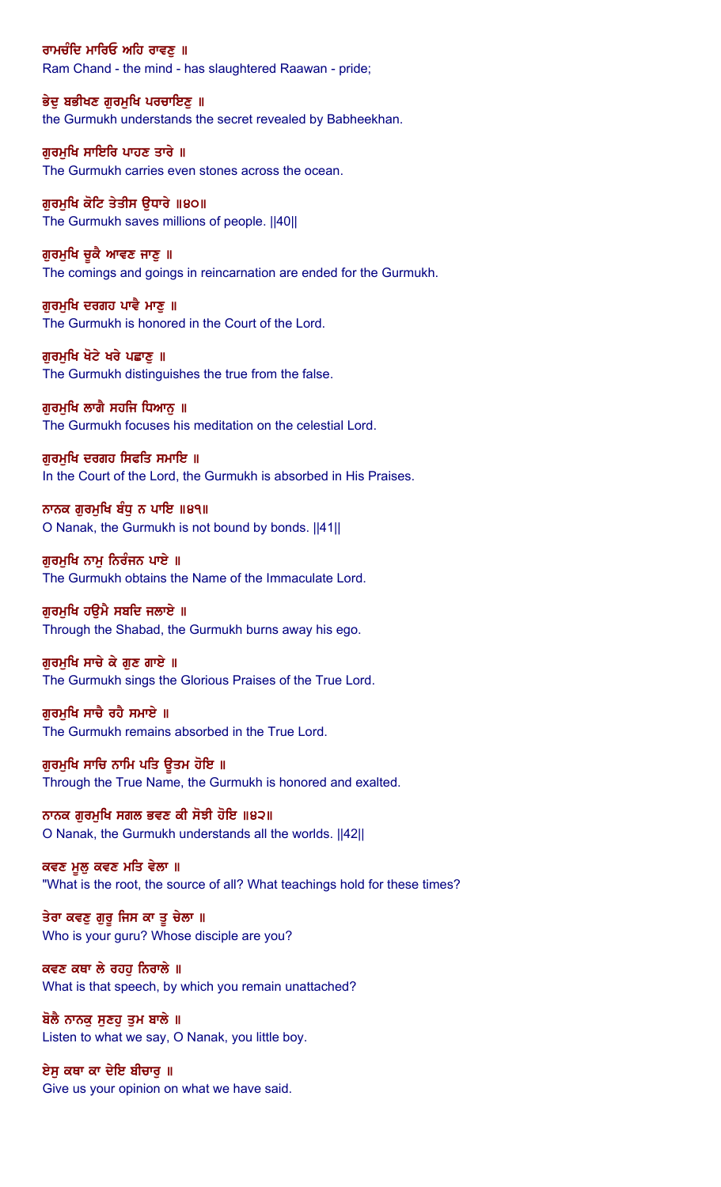**ਰਾਮਚੰਦਿ ਮਾਰਿਓ ਅਹਿ ਰਾਵਣੁ ॥**
Ram Chand - the mind - has slaughtered Raawan - pride;

**ਭੇਦੁ ਬਭੀਖਣ ਗੁਰਮੁਖਿ ਪਰਚਾਇਣੁ ॥**
the Gurmukh understands the secret revealed by Babheekhan.

**ਗੁਰਮੁਖਿ ਸਾਇਰਿ ਪਾਹਣ ਤਾਰੇ ॥**
The Gurmukh carries even stones across the ocean.

**ਗੁਰਮੁਖਿ ਕੋਟਿ ਤੇਤੀਸ ਉਧਾਰੇ ॥੪੦॥**
The Gurmukh saves millions of people. ||40||

**ਗੁਰਮੁਖਿ ਚੂਕੈ ਆਵਣ ਜਾਣੁ ॥**
The comings and goings in reincarnation are ended for the Gurmukh.

**ਗੁਰਮੁਖਿ ਦਰਗਹ ਪਾਵੈ ਮਾਣੁ ॥**
The Gurmukh is honored in the Court of the Lord.

**ਗੁਰਮੁਖਿ ਖੋਟੇ ਖਰੇ ਪਛਾਣੁ ॥**
The Gurmukh distinguishes the true from the false.

**ਗੁਰਮੁਖਿ ਲਾਗੈ ਸਹਜਿ ਧਿਆਨੁ ॥**
The Gurmukh focuses his meditation on the celestial Lord.

**ਗੁਰਮੁਖਿ ਦਰਗਹ ਸਿਫਤਿ ਸਮਾਇ ॥**
In the Court of the Lord, the Gurmukh is absorbed in His Praises.

**ਨਾਨਕ ਗੁਰਮੁਖਿ ਬੰਧੁ ਨ ਪਾਇ ॥੪੧॥**
O Nanak, the Gurmukh is not bound by bonds. ||41||

**ਗੁਰਮੁਖਿ ਨਾਮੁ ਨਿਰੰਜਨ ਪਾਏ ॥**
The Gurmukh obtains the Name of the Immaculate Lord.

**ਗੁਰਮੁਖਿ ਹਉਮੈ ਸਬਦਿ ਜਲਾਏ ॥**
Through the Shabad, the Gurmukh burns away his ego.

**ਗੁਰਮੁਖਿ ਸਾਚੇ ਕੇ ਗੁਣ ਗਾਏ ॥**
The Gurmukh sings the Glorious Praises of the True Lord.

**ਗੁਰਮੁਖਿ ਸਾਚੈ ਰਹੈ ਸਮਾਏ ॥**
The Gurmukh remains absorbed in the True Lord.

**ਗੁਰਮੁਖਿ ਸਾਚਿ ਨਾਮਿ ਪਤਿ ਊਤਮ ਹੋਇ ॥**
Through the True Name, the Gurmukh is honored and exalted.

**ਨਾਨਕ ਗੁਰਮੁਖਿ ਸਗਲ ਭਵਣ ਕੀ ਸੋਝੀ ਹੋਇ ॥੪੨॥**
O Nanak, the Gurmukh understands all the worlds. ||42||

**ਕਵਣ ਮੂਲੁ ਕਵਣ ਮਤਿ ਵੇਲਾ ॥**
"What is the root, the source of all? What teachings hold for these times?

**ਤੇਰਾ ਕਵਣੁ ਗੁਰੂ ਜਿਸ ਕਾ ਤੂ ਚੇਲਾ ॥**
Who is your guru? Whose disciple are you?

**ਕਵਣ ਕਥਾ ਲੇ ਰਹਹੁ ਨਿਰਾਲੇ ॥**
What is that speech, by which you remain unattached?

**ਬੋਲੈ ਨਾਨਕੁ ਸੁਣਹੁ ਤੁਮ ਬਾਲੇ ॥**
Listen to what we say, O Nanak, you little boy.

**ਏਸੁ ਕਥਾ ਕਾ ਦੇਇ ਬੀਚਾਰੁ ॥**
Give us your opinion on what we have said.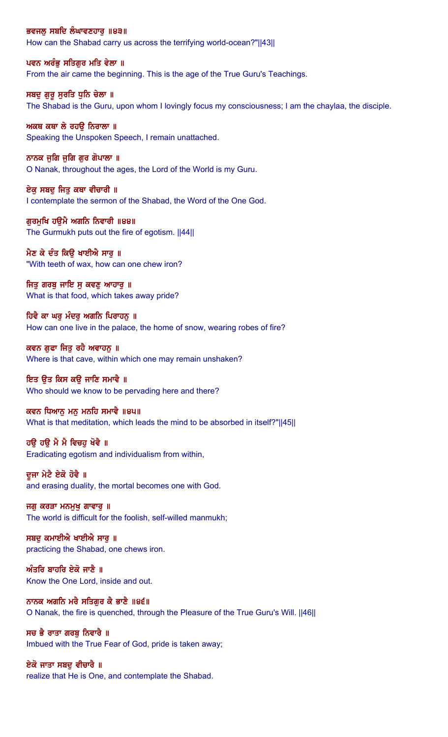ਭਵਜਲੁ ਸਬਦਿ ਲੰਘਾਵਣਹਾਰੁ ॥੪੩॥
How can the Shabad carry us across the terrifying world-ocean?"||43||

ਪਵਨ ਅਰੰਭੁ ਸਤਿਗੁਰ ਮਤਿ ਵੇਲਾ ॥
From the air came the beginning. This is the age of the True Guru's Teachings.

ਸਬਦੁ ਗੁਰੂ ਸੁਰਤਿ ਧੁਨਿ ਚੇਲਾ ॥
The Shabad is the Guru, upon whom I lovingly focus my consciousness; I am the chaylaa, the disciple.

ਅਕਥ ਕਥਾ ਲੇ ਰਹਉ ਨਿਰਾਲਾ ॥
Speaking the Unspoken Speech, I remain unattached.

ਨਾਨਕ ਜੁਗਿ ਜੁਗਿ ਗੁਰ ਗੋਪਾਲਾ ॥
O Nanak, throughout the ages, the Lord of the World is my Guru.

ਏਕੁ ਸਬਦੁ ਜਿਤੁ ਕਥਾ ਵੀਚਾਰੀ ॥
I contemplate the sermon of the Shabad, the Word of the One God.

ਗੁਰਮੁਖਿ ਹਉਮੈ ਅਗਨਿ ਨਿਵਾਰੀ ॥੪੪॥
The Gurmukh puts out the fire of egotism. ||44||

ਮੈਣ ਕੇ ਦੰਤ ਕਿਉ ਖਾਈਐ ਸਾਰੁ ॥
"With teeth of wax, how can one chew iron?

ਜਿਤੁ ਗਰਬੁ ਜਾਇ ਸੁ ਕਵਣੁ ਆਹਾਰੁ ॥
What is that food, which takes away pride?

ਹਿਵੈ ਕਾ ਘਰੁ ਮੰਦਰੁ ਅਗਨਿ ਪਿਰਾਹਨੁ ॥
How can one live in the palace, the home of snow, wearing robes of fire?

ਕਵਨ ਗੁਫਾ ਜਿਤੁ ਰਹੈ ਅਵਾਹਨੁ ॥
Where is that cave, within which one may remain unshaken?

ਇਤ ਉਤ ਕਿਸ ਕਉ ਜਾਣਿ ਸਮਾਵੈ ॥
Who should we know to be pervading here and there?

ਕਵਨ ਧਿਆਨੁ ਮਨੁ ਮਨਹਿ ਸਮਾਵੈ ॥੪੫॥
What is that meditation, which leads the mind to be absorbed in itself?"||45||

ਹਉ ਹਉ ਮੈ ਮੈ ਵਿਚਹੁ ਖੋਵੈ ॥
Eradicating egotism and individualism from within,

ਦੂਜਾ ਮੇਟੈ ਏਕੋ ਹੋਵੈ ॥
and erasing duality, the mortal becomes one with God.

ਜਗੁ ਕਰੜਾ ਮਨਮੁਖੁ ਗਾਵਾਰੁ ॥
The world is difficult for the foolish, self-willed manmukh;

ਸਬਦੁ ਕਮਾਈਐ ਖਾਈਐ ਸਾਰੁ ॥
practicing the Shabad, one chews iron.

ਅੰਤਰਿ ਬਾਹਰਿ ਏਕੋ ਜਾਣੈ ॥
Know the One Lord, inside and out.

ਨਾਨਕ ਅਗਨਿ ਮਰੈ ਸਤਿਗੁਰ ਕੈ ਭਾਣੈ ॥੪੬॥
O Nanak, the fire is quenched, through the Pleasure of the True Guru's Will. ||46||

ਸਚ ਭੈ ਰਾਤਾ ਗਰਬੁ ਨਿਵਾਰੈ ॥
Imbued with the True Fear of God, pride is taken away;

ਏਕੋ ਜਾਤਾ ਸਬਦੁ ਵੀਚਾਰੈ ॥
realize that He is One, and contemplate the Shabad.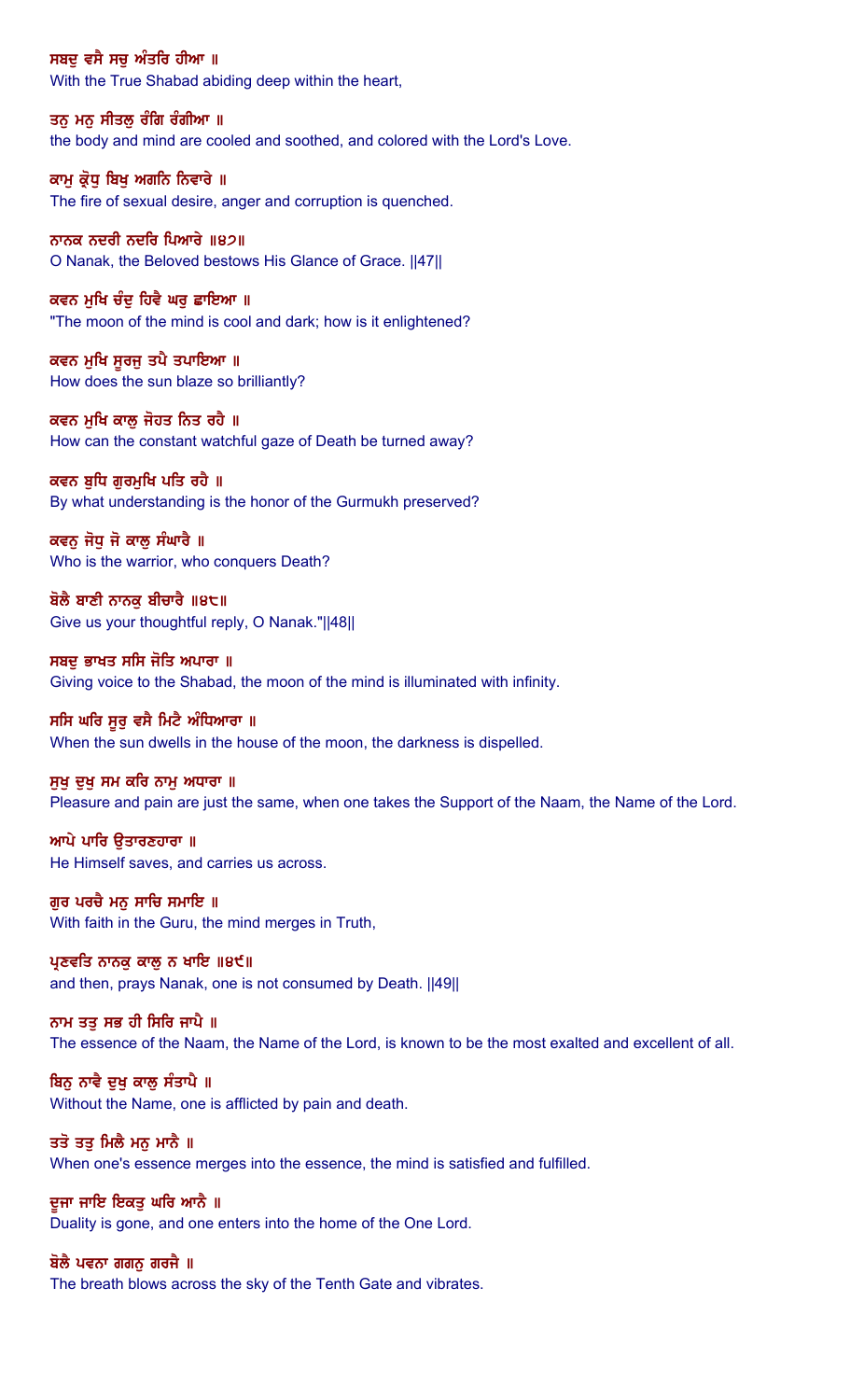ਸਬਦੁ ਵਸੈ ਸਚੁ ਅੰਤਰਿ ਹੀਆ ॥
With the True Shabad abiding deep within the heart,

ਤਨੁ ਮਨੁ ਸੀਤਲੁ ਰੰਗਿ ਰੰਗੀਆ ॥
the body and mind are cooled and soothed, and colored with the Lord's Love.

ਕਾਮੁ ਕ੍ਰੋਧੁ ਬਿਖੁ ਅਗਨਿ ਨਿਵਾਰੇ ॥
The fire of sexual desire, anger and corruption is quenched.

ਨਾਨਕ ਨਦਰੀ ਨਦਰਿ ਪਿਆਰੇ ॥੪੭॥
O Nanak, the Beloved bestows His Glance of Grace. ||47||

ਕਵਨ ਮੁਖਿ ਚੰਦੁ ਹਿਵੈ ਘਰੁ ਛਾਇਆ ॥
"The moon of the mind is cool and dark; how is it enlightened?

ਕਵਨ ਮੁਖਿ ਸੂਰਜੁ ਤਪੈ ਤਪਾਇਆ ॥
How does the sun blaze so brilliantly?

ਕਵਨ ਮੁਖਿ ਕਾਲੁ ਜੋਹਤ ਨਿਤ ਰਹੈ ॥
How can the constant watchful gaze of Death be turned away?

ਕਵਨ ਬੁਧਿ ਗੁਰਮੁਖਿ ਪਤਿ ਰਹੈ ॥
By what understanding is the honor of the Gurmukh preserved?

ਕਵਨੁ ਜੋਧੁ ਜੋ ਕਾਲੁ ਸੰਘਾਰੈ ॥
Who is the warrior, who conquers Death?

ਬੋਲੈ ਬਾਣੀ ਨਾਨਕੁ ਬੀਚਾਰੈ ॥੪੮॥
Give us your thoughtful reply, O Nanak."||48||

ਸਬਦੁ ਭਾਖਤ ਸਸਿ ਜੋਤਿ ਅਪਾਰਾ ॥
Giving voice to the Shabad, the moon of the mind is illuminated with infinity.

ਸਸਿ ਘਰਿ ਸੂਰੁ ਵਸੈ ਮਿਟੈ ਅੰਧਿਆਰਾ ॥
When the sun dwells in the house of the moon, the darkness is dispelled.

ਸੁਖੁ ਦੁਖੁ ਸਮ ਕਰਿ ਨਾਮੁ ਅਧਾਰਾ ॥
Pleasure and pain are just the same, when one takes the Support of the Naam, the Name of the Lord.

ਆਪੇ ਪਾਰਿ ਉਤਾਰਣਹਾਰਾ ॥
He Himself saves, and carries us across.

ਗੁਰ ਪਰਚੈ ਮਨੁ ਸਾਚਿ ਸਮਾਇ ॥
With faith in the Guru, the mind merges in Truth,

ਪ੍ਰਣਵਤਿ ਨਾਨਕੁ ਕਾਲੁ ਨ ਖਾਇ ॥੪੯॥
and then, prays Nanak, one is not consumed by Death. ||49||

ਨਾਮ ਤਤੁ ਸਭ ਹੀ ਸਿਰਿ ਜਾਪੈ ॥
The essence of the Naam, the Name of the Lord, is known to be the most exalted and excellent of all.

ਬਿਨੁ ਨਾਵੈ ਦੁਖੁ ਕਾਲੁ ਸੰਤਾਪੈ ॥
Without the Name, one is afflicted by pain and death.

ਤਤੋ ਤਤੁ ਮਿਲੈ ਮਨੁ ਮਾਨੈ ॥
When one's essence merges into the essence, the mind is satisfied and fulfilled.

ਦੂਜਾ ਜਾਇ ਇਕਤੁ ਘਰਿ ਆਨੈ ॥
Duality is gone, and one enters into the home of the One Lord.

ਬੋਲੈ ਪਵਨਾ ਗਗਨੁ ਗਰਜੈ ॥
The breath blows across the sky of the Tenth Gate and vibrates.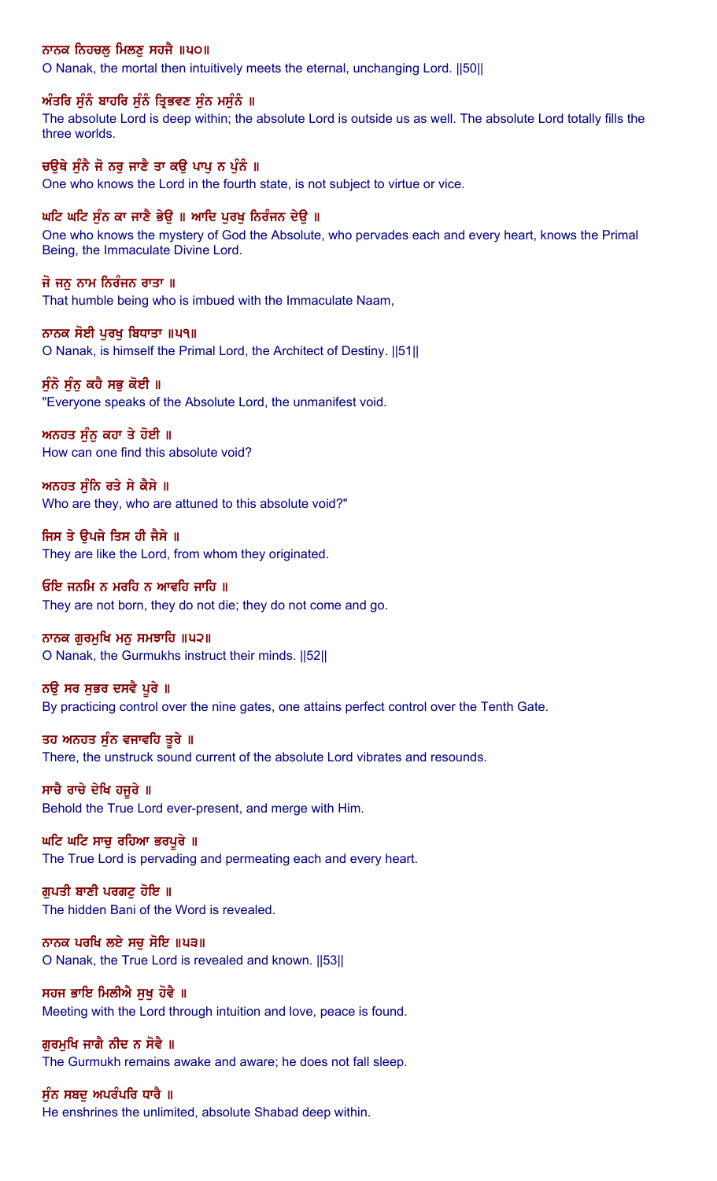**ਨਾਨਕ ਨਿਹਚਲੁ ਮਿਲਣੁ ਸਹਜੈ ॥੫੦॥**

O Nanak, the mortal then intuitively meets the eternal, unchanging Lord. ||50||

**ਅੰਤਰਿ ਸੁੰਨੰ ਬਾਹਰਿ ਸੁੰਨੰ ਤ੍ਰਿਭਵਣ ਸੁੰਨ ਮਸੁੰਨੰ ॥**

The absolute Lord is deep within; the absolute Lord is outside us as well. The absolute Lord totally fills the three worlds.

**ਚਉਥੇ ਸੁੰਨੈ ਜੋ ਨਰੁ ਜਾਣੈ ਤਾ ਕਉ ਪਾਪੁ ਨ ਪੁੰਨੰ ॥**

One who knows the Lord in the fourth state, is not subject to virtue or vice.

**ਘਟਿ ਘਟਿ ਸੁੰਨ ਕਾ ਜਾਣੈ ਭੇਉ ॥ ਆਦਿ ਪੁਰਖੁ ਨਿਰੰਜਨ ਦੇਉ ॥**

One who knows the mystery of God the Absolute, who pervades each and every heart, knows the Primal Being, the Immaculate Divine Lord.

**ਜੋ ਜਨੁ ਨਾਮ ਨਿਰੰਜਨ ਰਾਤਾ ॥**

That humble being who is imbued with the Immaculate Naam,

**ਨਾਨਕ ਸੋਈ ਪੁਰਖੁ ਬਿਧਾਤਾ ॥੫੧॥**

O Nanak, is himself the Primal Lord, the Architect of Destiny. ||51||

**ਸੁੰਨੋ ਸੁੰਨੁ ਕਹੈ ਸਭੁ ਕੋਈ ॥**

"Everyone speaks of the Absolute Lord, the unmanifest void.

**ਅਨਹਤ ਸੁੰਨੁ ਕਹਾ ਤੇ ਹੋਈ ॥**

How can one find this absolute void?

**ਅਨਹਤ ਸੁੰਨਿ ਰਤੇ ਸੇ ਕੈਸੇ ॥**

Who are they, who are attuned to this absolute void?"

**ਜਿਸ ਤੇ ਉਪਜੇ ਤਿਸ ਹੀ ਜੈਸੇ ॥**

They are like the Lord, from whom they originated.

**ਓਇ ਜਨਮਿ ਨ ਮਰਹਿ ਨ ਆਵਹਿ ਜਾਹਿ ॥**

They are not born, they do not die; they do not come and go.

**ਨਾਨਕ ਗੁਰਮੁਖਿ ਮਨੁ ਸਮਝਾਹਿ ॥੫੨॥**

O Nanak, the Gurmukhs instruct their minds. ||52||

**ਨਉ ਸਰ ਸੁਭਰ ਦਸਵੈ ਪੂਰੇ ॥**

By practicing control over the nine gates, one attains perfect control over the Tenth Gate.

**ਤਹ ਅਨਹਤ ਸੁੰਨ ਵਜਾਵਹਿ ਤੂਰੇ ॥**

There, the unstruck sound current of the absolute Lord vibrates and resounds.

**ਸਾਚੈ ਰਾਚੇ ਦੇਖਿ ਹਜੂਰੇ ॥**

Behold the True Lord ever-present, and merge with Him.

**ਘਟਿ ਘਟਿ ਸਾਚੁ ਰਹਿਆ ਭਰਪੂਰੇ ॥**

The True Lord is pervading and permeating each and every heart.

**ਗੁਪਤੀ ਬਾਣੀ ਪਰਗਟੁ ਹੋਇ ॥**

The hidden Bani of the Word is revealed.

**ਨਾਨਕ ਪਰਖਿ ਲਏ ਸਚੁ ਸੋਇ ॥੫੩॥**

O Nanak, the True Lord is revealed and known. ||53||

**ਸਹਜ ਭਾਇ ਮਿਲੀਐ ਸੁਖੁ ਹੋਵੈ ॥**

Meeting with the Lord through intuition and love, peace is found.

**ਗੁਰਮੁਖਿ ਜਾਗੈ ਨੀਦ ਨ ਸੋਵੈ ॥**

The Gurmukh remains awake and aware; he does not fall sleep.

**ਸੁੰਨ ਸਬਦੁ ਅਪਰੰਪਰਿ ਧਾਰੈ ॥**

He enshrines the unlimited, absolute Shabad deep within.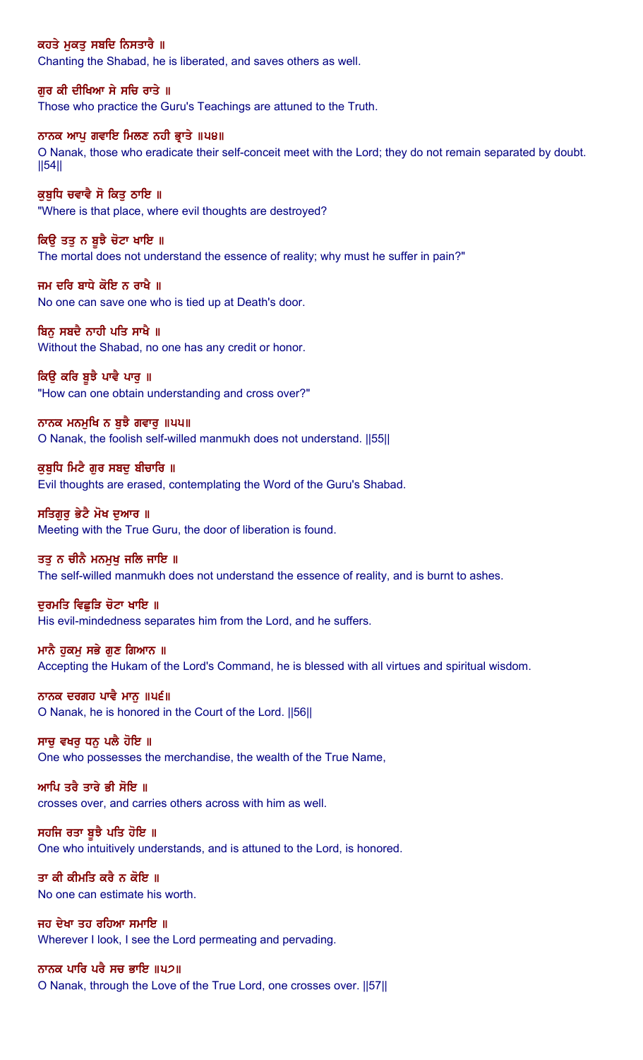ਕਹਤੇ ਮੁਕਤੁ ਸਬਦਿ ਨਿਸਤਾਰੈ ॥

Chanting the Shabad, he is liberated, and saves others as well.

ਗੁਰ ਕੀ ਦੀਖਿਆ ਸੇ ਸਚਿ ਰਾਤੇ ॥

Those who practice the Guru's Teachings are attuned to the Truth.

ਨਾਨਕ ਆਪੁ ਗਵਾਇ ਮਿਲਣ ਨਹੀ ਭ੍ਰਾਤੇ ॥੫੪॥

O Nanak, those who eradicate their self-conceit meet with the Lord; they do not remain separated by doubt. ||54||

ਕੁਬੁਧਿ ਚਵਾਵੈ ਸੋ ਕਿਤੁ ਠਾਇ ॥

"Where is that place, where evil thoughts are destroyed?

ਕਿਉ ਤਤੁ ਨ ਬੂਝੈ ਚੋਟਾ ਖਾਇ ॥

The mortal does not understand the essence of reality; why must he suffer in pain?"

ਜਮ ਦਰਿ ਬਾਧੇ ਕੋਇ ਨ ਰਾਖੈ ॥

No one can save one who is tied up at Death's door.

ਬਿਨੁ ਸਬਦੈ ਨਾਹੀ ਪਤਿ ਸਾਖੈ ॥

Without the Shabad, no one has any credit or honor.

ਕਿਉ ਕਰਿ ਬੂਝੈ ਪਾਵੈ ਪਾਰੁ ॥

"How can one obtain understanding and cross over?"

ਨਾਨਕ ਮਨਮੁਖਿ ਨ ਬੁਝੈ ਗਵਾਰੁ ॥੫੫॥

O Nanak, the foolish self-willed manmukh does not understand. ||55||

ਕੁਬੁਧਿ ਮਿਟੈ ਗੁਰ ਸਬਦੁ ਬੀਚਾਰਿ ॥

Evil thoughts are erased, contemplating the Word of the Guru's Shabad.

ਸਤਿਗੁਰੁ ਭੇਟੈ ਮੋਖ ਦੁਆਰ ॥

Meeting with the True Guru, the door of liberation is found.

ਤਤੁ ਨ ਚੀਨੈ ਮਨਮੁਖੁ ਜਲਿ ਜਾਇ ॥

The self-willed manmukh does not understand the essence of reality, and is burnt to ashes.

ਦੁਰਮਤਿ ਵਿਛੁੜਿ ਚੋਟਾ ਖਾਇ ॥

His evil-mindedness separates him from the Lord, and he suffers.

ਮਾਨੈ ਹੁਕਮੁ ਸਭੇ ਗੁਣ ਗਿਆਨ ॥

Accepting the Hukam of the Lord's Command, he is blessed with all virtues and spiritual wisdom.

ਨਾਨਕ ਦਰਗਹ ਪਾਵੈ ਮਾਨੁ ॥੫੬॥

O Nanak, he is honored in the Court of the Lord. ||56||

ਸਾਚੁ ਵਖਰੁ ਧਨੁ ਪਲੈ ਹੋਇ ॥

One who possesses the merchandise, the wealth of the True Name,

ਆਪਿ ਤਰੈ ਤਾਰੇ ਭੀ ਸੋਇ ॥

crosses over, and carries others across with him as well.

ਸਹਜਿ ਰਤਾ ਬੂਝੈ ਪਤਿ ਹੋਇ ॥

One who intuitively understands, and is attuned to the Lord, is honored.

ਤਾ ਕੀ ਕੀਮਤਿ ਕਰੈ ਨ ਕੋਇ ॥

No one can estimate his worth.

ਜਹ ਦੇਖਾ ਤਹ ਰਹਿਆ ਸਮਾਇ ॥

Wherever I look, I see the Lord permeating and pervading.

ਨਾਨਕ ਪਾਰਿ ਪਰੈ ਸਚ ਭਾਇ ॥੫੭॥

O Nanak, through the Love of the True Lord, one crosses over. ||57||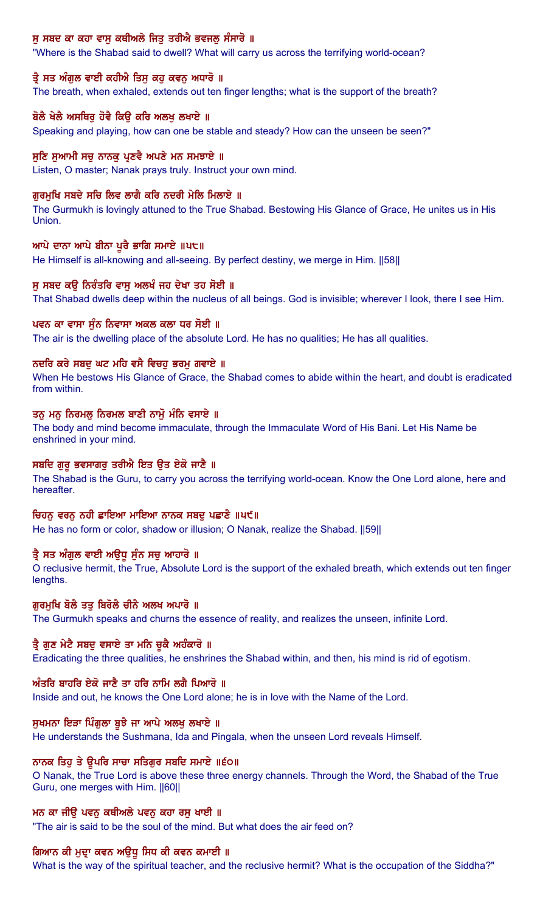ਸੁ ਸਬਦ ਕਾ ਕਹਾ ਵਾਸੁ ਕਥੀਅਲੇ ਜਿਤੁ ਤਰੀਐ ਭਵਜਲੁ ਸੰਸਾਰੋ ॥

"Where is the Shabad said to dwell? What will carry us across the terrifying world-ocean?

ਤ੍ਰੈ ਸਤ ਅੰਗੁਲ ਵਾਈ ਕਹੀਐ ਤਿਸੁ ਕਹੁ ਕਵਨੁ ਅਧਾਰੋ ॥

The breath, when exhaled, extends out ten finger lengths; what is the support of the breath?

ਬੋਲੈ ਖੇਲੈ ਅਸਥਿਰੁ ਹੋਵੈ ਕਿਉ ਕਰਿ ਅਲਖੁ ਲਖਾਏ ॥

Speaking and playing, how can one be stable and steady? How can the unseen be seen?"

ਸੁਣਿ ਸੁਆਮੀ ਸਚੁ ਨਾਨਕੁ ਪ੍ਰਣਵੈ ਅਪਣੇ ਮਨ ਸਮਝਾਏ ॥

Listen, O master; Nanak prays truly. Instruct your own mind.

ਗੁਰਮੁਖਿ ਸਬਦੇ ਸਚਿ ਲਿਵ ਲਾਗੈ ਕਰਿ ਨਦਰੀ ਮੇਲਿ ਮਿਲਾਏ ॥

The Gurmukh is lovingly attuned to the True Shabad. Bestowing His Glance of Grace, He unites us in His Union.

ਆਪੇ ਦਾਨਾ ਆਪੇ ਬੀਨਾ ਪੂਰੈ ਭਾਗਿ ਸਮਾਏ ॥੫੮॥

He Himself is all-knowing and all-seeing. By perfect destiny, we merge in Him. ||58||

ਸੁ ਸਬਦ ਕਉ ਨਿਰੰਤਰਿ ਵਾਸੁ ਅਲਖੰ ਜਹ ਦੇਖਾ ਤਹ ਸੋਈ ॥

That Shabad dwells deep within the nucleus of all beings. God is invisible; wherever I look, there I see Him.

ਪਵਨ ਕਾ ਵਾਸਾ ਸੁੰਨ ਨਿਵਾਸਾ ਅਕਲ ਕਲਾ ਧਰ ਸੋਈ ॥

The air is the dwelling place of the absolute Lord. He has no qualities; He has all qualities.

ਨਦਰਿ ਕਰੇ ਸਬਦੁ ਘਟ ਮਹਿ ਵਸੈ ਵਿਚਹੁ ਭਰਮੁ ਗਵਾਏ ॥

When He bestows His Glance of Grace, the Shabad comes to abide within the heart, and doubt is eradicated from within.

ਤਨੁ ਮਨੁ ਨਿਰਮਲੁ ਨਿਰਮਲ ਬਾਣੀ ਨਾਮੋੁ ਮੰਨਿ ਵਸਾਏ ॥

The body and mind become immaculate, through the Immaculate Word of His Bani. Let His Name be enshrined in your mind.

ਸਬਦਿ ਗੁਰੂ ਭਵਸਾਗਰੁ ਤਰੀਐ ਇਤ ਉਤ ਏਕੋ ਜਾਣੈ ॥

The Shabad is the Guru, to carry you across the terrifying world-ocean. Know the One Lord alone, here and hereafter.

ਚਿਹਨੁ ਵਰਨੁ ਨਹੀ ਛਾਇਆ ਮਾਇਆ ਨਾਨਕ ਸਬਦੁ ਪਛਾਣੈ ॥੫੯॥

He has no form or color, shadow or illusion; O Nanak, realize the Shabad. ||59||

ਤ੍ਰੈ ਸਤ ਅੰਗੁਲ ਵਾਈ ਅਉਧੂ ਸੁੰਨ ਸਚੁ ਆਹਾਰੋ ॥

O reclusive hermit, the True, Absolute Lord is the support of the exhaled breath, which extends out ten finger lengths.

ਗੁਰਮੁਖਿ ਬੋਲੈ ਤਤੁ ਬਿਰੋਲੈ ਚੀਨੈ ਅਲਖ ਅਪਾਰੋ ॥

The Gurmukh speaks and churns the essence of reality, and realizes the unseen, infinite Lord.

ਤ੍ਰੈ ਗੁਣ ਮੇਟੈ ਸਬਦੁ ਵਸਾਏ ਤਾ ਮਨਿ ਚੂਕੈ ਅਹੰਕਾਰੋ ॥

Eradicating the three qualities, he enshrines the Shabad within, and then, his mind is rid of egotism.

ਅੰਤਰਿ ਬਾਹਰਿ ਏਕੋ ਜਾਣੈ ਤਾ ਹਰਿ ਨਾਮਿ ਲਗੈ ਪਿਆਰੋ ॥

Inside and out, he knows the One Lord alone; he is in love with the Name of the Lord.

ਸੁਖਮਨਾ ਇੜਾ ਪਿੰਗੁਲਾ ਬੂਝੈ ਜਾ ਆਪੇ ਅਲਖੁ ਲਖਾਏ ॥

He understands the Sushmana, Ida and Pingala, when the unseen Lord reveals Himself.

ਨਾਨਕ ਤਿਹੁ ਤੇ ਊਪਰਿ ਸਾਚਾ ਸਤਿਗੁਰ ਸਬਦਿ ਸਮਾਏ ॥੬੦॥

O Nanak, the True Lord is above these three energy channels. Through the Word, the Shabad of the True Guru, one merges with Him. ||60||

ਮਨ ਕਾ ਜੀਉ ਪਵਨੁ ਕਥੀਅਲੇ ਪਵਨੁ ਕਹਾ ਰਸੁ ਖਾਈ ॥

"The air is said to be the soul of the mind. But what does the air feed on?

ਗਿਆਨ ਕੀ ਮੁਦ੍ਰਾ ਕਵਨ ਅਉਧੂ ਸਿਧ ਕੀ ਕਵਨ ਕਮਾਈ ॥

What is the way of the spiritual teacher, and the reclusive hermit? What is the occupation of the Siddha?"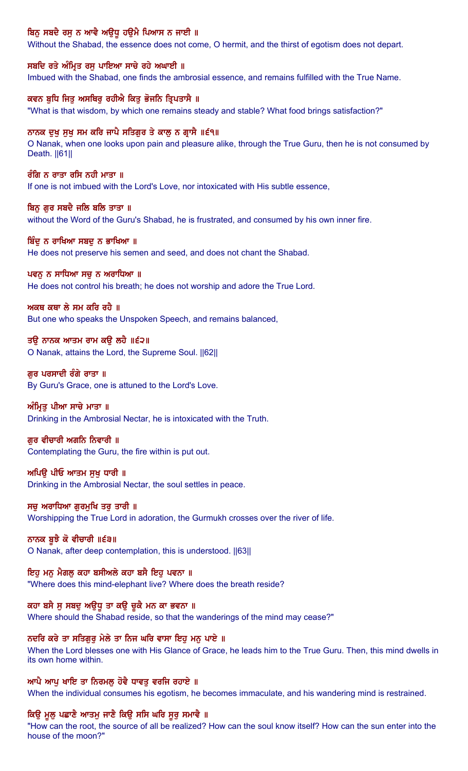ਬਿਨੁ ਸਬਦੈ ਰਸੁ ਨ ਆਵੈ ਅਉਧੂ ਹਉਮੈ ਪਿਆਸ ਨ ਜਾਈ ॥

Without the Shabad, the essence does not come, O hermit, and the thirst of egotism does not depart.

ਸਬਦਿ ਰਤੇ ਅੰਮ੍ਰਿਤ ਰਸੁ ਪਾਇਆ ਸਾਚੇ ਰਹੇ ਅਘਾਈ ॥

Imbued with the Shabad, one finds the ambrosial essence, and remains fulfilled with the True Name.

ਕਵਨ ਬੁਧਿ ਜਿਤੁ ਅਸਥਿਰੁ ਰਹੀਐ ਕਿਤੁ ਭੋਜਨਿ ਤ੍ਰਿਪਤਾਸੈ ॥

"What is that wisdom, by which one remains steady and stable? What food brings satisfaction?"

ਨਾਨਕ ਦੁਖੁ ਸੁਖੁ ਸਮ ਕਰਿ ਜਾਪੈ ਸਤਿਗੁਰ ਤੇ ਕਾਲੁ ਨ ਗ੍ਰਾਸੈ ॥੬੧॥

O Nanak, when one looks upon pain and pleasure alike, through the True Guru, then he is not consumed by Death. ||61||

ਰੰਗਿ ਨ ਰਾਤਾ ਰਸਿ ਨਹੀ ਮਾਤਾ ॥

If one is not imbued with the Lord's Love, nor intoxicated with His subtle essence,

ਬਿਨੁ ਗੁਰ ਸਬਦੈ ਜਲਿ ਬਲਿ ਤਾਤਾ ॥

without the Word of the Guru's Shabad, he is frustrated, and consumed by his own inner fire.

ਬਿੰਦੁ ਨ ਰਾਖਿਆ ਸਬਦੁ ਨ ਭਾਖਿਆ ॥

He does not preserve his semen and seed, and does not chant the Shabad.

ਪਵਨੁ ਨ ਸਾਧਿਆ ਸਚੁ ਨ ਅਰਾਧਿਆ ॥

He does not control his breath; he does not worship and adore the True Lord.

ਅਕਥ ਕਥਾ ਲੇ ਸਮ ਕਰਿ ਰਹੈ ॥

But one who speaks the Unspoken Speech, and remains balanced,

ਤਉ ਨਾਨਕ ਆਤਮ ਰਾਮ ਕਉ ਲਹੈ ॥੬੨॥

O Nanak, attains the Lord, the Supreme Soul. ||62||

ਗੁਰ ਪਰਸਾਦੀ ਰੰਗੇ ਰਾਤਾ ॥

By Guru's Grace, one is attuned to the Lord's Love.

ਅੰਮ੍ਰਿਤੁ ਪੀਆ ਸਾਚੇ ਮਾਤਾ ॥

Drinking in the Ambrosial Nectar, he is intoxicated with the Truth.

ਗੁਰ ਵੀਚਾਰੀ ਅਗਨਿ ਨਿਵਾਰੀ ॥

Contemplating the Guru, the fire within is put out.

ਅਪਿਉ ਪੀਓ ਆਤਮ ਸੁਖੁ ਧਾਰੀ ॥

Drinking in the Ambrosial Nectar, the soul settles in peace.

ਸਚੁ ਅਰਾਧਿਆ ਗੁਰਮੁਖਿ ਤਰੁ ਤਾਰੀ ॥

Worshipping the True Lord in adoration, the Gurmukh crosses over the river of life.

ਨਾਨਕ ਬੂਝੈ ਕੋ ਵੀਚਾਰੀ ॥੬੩॥

O Nanak, after deep contemplation, this is understood. ||63||

ਇਹੁ ਮਨੁ ਮੈਗਲੁ ਕਹਾ ਬਸੀਅਲੇ ਕਹਾ ਬਸੈ ਇਹੁ ਪਵਨਾ ॥

"Where does this mind-elephant live? Where does the breath reside?

ਕਹਾ ਬਸੈ ਸੁ ਸਬਦੁ ਅਉਧੂ ਤਾ ਕਉ ਚੂਕੈ ਮਨ ਕਾ ਭਵਨਾ ॥

Where should the Shabad reside, so that the wanderings of the mind may cease?"

ਨਦਰਿ ਕਰੇ ਤਾ ਸਤਿਗੁਰੁ ਮੇਲੇ ਤਾ ਨਿਜ ਘਰਿ ਵਾਸਾ ਇਹੁ ਮਨੁ ਪਾਏ ॥

When the Lord blesses one with His Glance of Grace, he leads him to the True Guru. Then, this mind dwells in its own home within.

ਆਪੈ ਆਪੁ ਖਾਇ ਤਾ ਨਿਰਮਲੁ ਹੋਵੈ ਧਾਵਤੁ ਵਰਜਿ ਰਹਾਏ ॥

When the individual consumes his egotism, he becomes immaculate, and his wandering mind is restrained.

ਕਿਉ ਮੂਲੁ ਪਛਾਣੈ ਆਤਮੁ ਜਾਣੈ ਕਿਉ ਸਸਿ ਘਰਿ ਸੂਰੁ ਸਮਾਵੈ ॥

"How can the root, the source of all be realized? How can the soul know itself? How can the sun enter into the house of the moon?"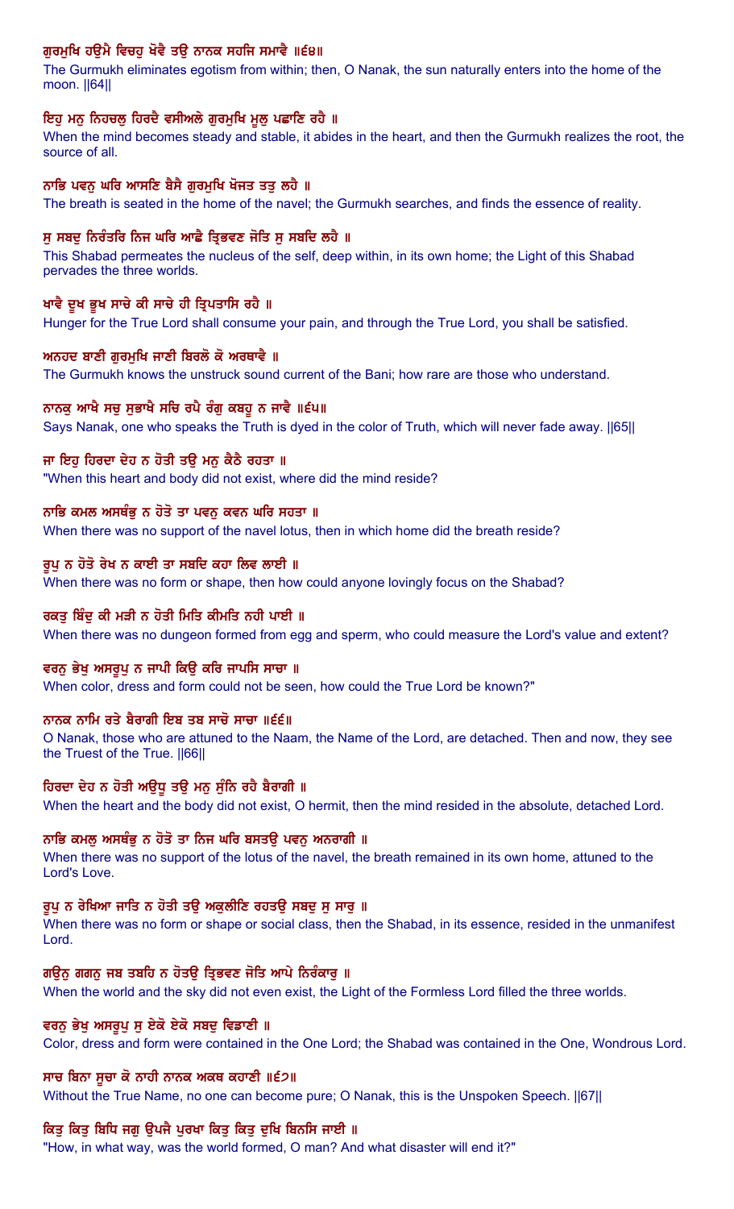ਗੁਰਮੁਖਿ ਹਉਮੈ ਵਿਚਹੁ ਖੋਵੈ ਤਉ ਨਾਨਕ ਸਹਜਿ ਸਮਾਵੈ ॥੬੪॥

The Gurmukh eliminates egotism from within; then, O Nanak, the sun naturally enters into the home of the moon. ||64||

ਇਹੁ ਮਨੁ ਨਿਹਚਲੁ ਹਿਰਦੈ ਵਸੀਅਲੇ ਗੁਰਮੁਖਿ ਮੂਲੁ ਪਛਾਣਿ ਰਹੈ ॥

When the mind becomes steady and stable, it abides in the heart, and then the Gurmukh realizes the root, the source of all.

ਨਾਭਿ ਪਵਨੁ ਘਰਿ ਆਸਣਿ ਬੈਸੈ ਗੁਰਮੁਖਿ ਖੋਜਤ ਤਤੁ ਲਹੈ ॥

The breath is seated in the home of the navel; the Gurmukh searches, and finds the essence of reality.

ਸੁ ਸਬਦੁ ਨਿਰੰਤਰਿ ਨਿਜ ਘਰਿ ਆਛੈ ਤ੍ਰਿਭਵਣ ਜੋਤਿ ਸੁ ਸਬਦਿ ਲਹੈ ॥

This Shabad permeates the nucleus of the self, deep within, in its own home; the Light of this Shabad pervades the three worlds.

ਖਾਵੈ ਦੂਖ ਭੂਖ ਸਾਚੇ ਕੀ ਸਾਚੇ ਹੀ ਤ੍ਰਿਪਤਾਸਿ ਰਹੈ ॥

Hunger for the True Lord shall consume your pain, and through the True Lord, you shall be satisfied.

ਅਨਹਦ ਬਾਣੀ ਗੁਰਮੁਖਿ ਜਾਣੀ ਬਿਰਲੋ ਕੋ ਅਰਥਾਵੈ ॥

The Gurmukh knows the unstruck sound current of the Bani; how rare are those who understand.

ਨਾਨਕੁ ਆਖੈ ਸਚੁ ਸੁਭਾਖੈ ਸਚਿ ਰਪੈ ਰੰਗੁ ਕਬਹੂ ਨ ਜਾਵੈ ॥੬੫॥

Says Nanak, one who speaks the Truth is dyed in the color of Truth, which will never fade away. ||65||

ਜਾ ਇਹੁ ਹਿਰਦਾ ਦੇਹ ਨ ਹੋਤੀ ਤਉ ਮਨੁ ਕੈਠੈ ਰਹਤਾ ॥

"When this heart and body did not exist, where did the mind reside?

ਨਾਭਿ ਕਮਲ ਅਸਥੰਭੁ ਨ ਹੋਤੋ ਤਾ ਪਵਨੁ ਕਵਨ ਘਰਿ ਸਹਤਾ ॥

When there was no support of the navel lotus, then in which home did the breath reside?

ਰੂਪੁ ਨ ਹੋਤੋ ਰੇਖ ਨ ਕਾਈ ਤਾ ਸਬਦਿ ਕਹਾ ਲਿਵ ਲਾਈ ॥

When there was no form or shape, then how could anyone lovingly focus on the Shabad?

ਰਕਤੁ ਬਿੰਦੁ ਕੀ ਮੜੀ ਨ ਹੋਤੀ ਮਿਤਿ ਕੀਮਤਿ ਨਹੀ ਪਾਈ ॥

When there was no dungeon formed from egg and sperm, who could measure the Lord's value and extent?

ਵਰਨੁ ਭੇਖੁ ਅਸਰੂਪੁ ਨ ਜਾਪੀ ਕਿਉ ਕਰਿ ਜਾਪਸਿ ਸਾਚਾ ॥

When color, dress and form could not be seen, how could the True Lord be known?"

ਨਾਨਕ ਨਾਮਿ ਰਤੇ ਬੈਰਾਗੀ ਇਬ ਤਬ ਸਾਚੋ ਸਾਚਾ ॥੬੬॥

O Nanak, those who are attuned to the Naam, the Name of the Lord, are detached. Then and now, they see the Truest of the True. ||66||

ਹਿਰਦਾ ਦੇਹ ਨ ਹੋਤੀ ਅਉਧੂ ਤਉ ਮਨੁ ਸੁੰਨਿ ਰਹੈ ਬੈਰਾਗੀ ॥

When the heart and the body did not exist, O hermit, then the mind resided in the absolute, detached Lord.

ਨਾਭਿ ਕਮਲੁ ਅਸਥੰਭੁ ਨ ਹੋਤੋ ਤਾ ਨਿਜ ਘਰਿ ਬਸਤਉ ਪਵਨੁ ਅਨਰਾਗੀ ॥

When there was no support of the lotus of the navel, the breath remained in its own home, attuned to the Lord's Love.

ਰੂਪੁ ਨ ਰੇਖਿਆ ਜਾਤਿ ਨ ਹੋਤੀ ਤਉ ਅਕੁਲੀਣਿ ਰਹਤਉ ਸਬਦੁ ਸੁ ਸਾਰੁ ॥

When there was no form or shape or social class, then the Shabad, in its essence, resided in the unmanifest Lord.

ਗਉਨੁ ਗਗਨੁ ਜਬ ਤਬਹਿ ਨ ਹੋਤਉ ਤ੍ਰਿਭਵਣ ਜੋਤਿ ਆਪੇ ਨਿਰੰਕਾਰੁ ॥

When the world and the sky did not even exist, the Light of the Formless Lord filled the three worlds.

ਵਰਨੁ ਭੇਖੁ ਅਸਰੂਪੁ ਸੁ ਏਕੋ ਏਕੋ ਸਬਦੁ ਵਿਡਾਣੀ ॥

Color, dress and form were contained in the One Lord; the Shabad was contained in the One, Wondrous Lord.

ਸਾਚ ਬਿਨਾ ਸੂਚਾ ਕੋ ਨਾਹੀ ਨਾਨਕ ਅਕਥ ਕਹਾਣੀ ॥੬੭॥

Without the True Name, no one can become pure; O Nanak, this is the Unspoken Speech. ||67||

ਕਿਤੁ ਕਿਤੁ ਬਿਧਿ ਜਗੁ ਉਪਜੈ ਪੁਰਖਾ ਕਿਤੁ ਕਿਤੁ ਦੁਖਿ ਬਿਨਸਿ ਜਾਈ ॥

"How, in what way, was the world formed, O man? And what disaster will end it?"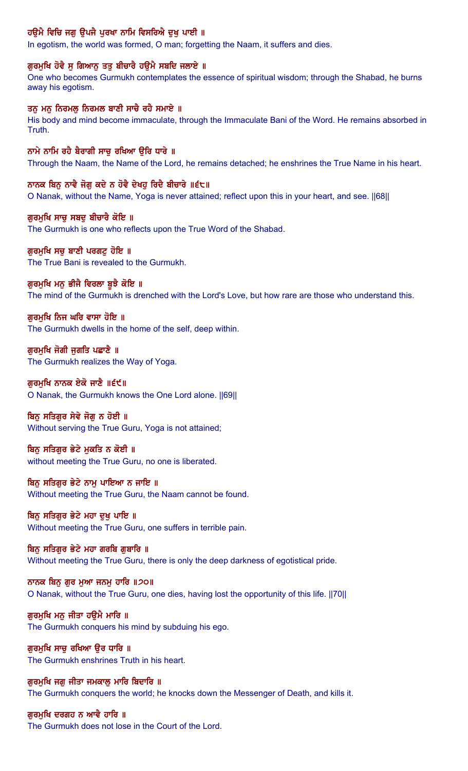ਹਉਮੈ ਵਿਚਿ ਜਗੁ ਉਪਜੈ ਪੁਰਖਾ ਨਾਮਿ ਵਿਸਰਿਐ ਦੁਖੁ ਪਾਈ ॥

In egotism, the world was formed, O man; forgetting the Naam, it suffers and dies.

ਗੁਰਮੁਖਿ ਹੋਵੈ ਸੁ ਗਿਆਨੁ ਤਤੁ ਬੀਚਾਰੈ ਹਉਮੈ ਸਬਦਿ ਜਲਾਏ ॥

One who becomes Gurmukh contemplates the essence of spiritual wisdom; through the Shabad, he burns away his egotism.

ਤਨੁ ਮਨੁ ਨਿਰਮਲੁ ਨਿਰਮਲ ਬਾਣੀ ਸਾਚੈ ਰਹੈ ਸਮਾਏ ॥

His body and mind become immaculate, through the Immaculate Bani of the Word. He remains absorbed in Truth.

ਨਾਮੇ ਨਾਮਿ ਰਹੈ ਬੈਰਾਗੀ ਸਾਚੁ ਰਖਿਆ ਉਰਿ ਧਾਰੇ ॥

Through the Naam, the Name of the Lord, he remains detached; he enshrines the True Name in his heart.

ਨਾਨਕ ਬਿਨੁ ਨਾਵੈ ਜੋਗੁ ਕਦੇ ਨ ਹੋਵੈ ਦੇਖਹੁ ਰਿਦੈ ਬੀਚਾਰੇ ॥੬੮॥

O Nanak, without the Name, Yoga is never attained; reflect upon this in your heart, and see. ||68||

ਗੁਰਮੁਖਿ ਸਾਚੁ ਸਬਦੁ ਬੀਚਾਰੈ ਕੋਇ ॥

The Gurmukh is one who reflects upon the True Word of the Shabad.

ਗੁਰਮੁਖਿ ਸਚੁ ਬਾਣੀ ਪਰਗਟੁ ਹੋਇ ॥

The True Bani is revealed to the Gurmukh.

ਗੁਰਮੁਖਿ ਮਨੁ ਭੀਜੈ ਵਿਰਲਾ ਬੂਝੈ ਕੋਇ ॥

The mind of the Gurmukh is drenched with the Lord's Love, but how rare are those who understand this.

ਗੁਰਮੁਖਿ ਨਿਜ ਘਰਿ ਵਾਸਾ ਹੋਇ ॥

The Gurmukh dwells in the home of the self, deep within.

ਗੁਰਮੁਖਿ ਜੋਗੀ ਜੁਗਤਿ ਪਛਾਣੈ ॥

The Gurmukh realizes the Way of Yoga.

ਗੁਰਮੁਖਿ ਨਾਨਕ ਏਕੋ ਜਾਣੈ ॥੬੯॥

O Nanak, the Gurmukh knows the One Lord alone. ||69||

ਬਿਨੁ ਸਤਿਗੁਰ ਸੇਵੇ ਜੋਗੁ ਨ ਹੋਈ ॥

Without serving the True Guru, Yoga is not attained;

ਬਿਨੁ ਸਤਿਗੁਰ ਭੇਟੇ ਮੁਕਤਿ ਨ ਕੋਈ ॥

without meeting the True Guru, no one is liberated.

ਬਿਨੁ ਸਤਿਗੁਰ ਭੇਟੇ ਨਾਮੁ ਪਾਇਆ ਨ ਜਾਇ ॥

Without meeting the True Guru, the Naam cannot be found.

ਬਿਨੁ ਸਤਿਗੁਰ ਭੇਟੇ ਮਹਾ ਦੁਖੁ ਪਾਇ ॥

Without meeting the True Guru, one suffers in terrible pain.

ਬਿਨੁ ਸਤਿਗੁਰ ਭੇਟੇ ਮਹਾ ਗਰਬਿ ਗੁਬਾਰਿ ॥

Without meeting the True Guru, there is only the deep darkness of egotistical pride.

ਨਾਨਕ ਬਿਨੁ ਗੁਰ ਮੁਆ ਜਨਮੁ ਹਾਰਿ ॥੭੦॥

O Nanak, without the True Guru, one dies, having lost the opportunity of this life. ||70||

ਗੁਰਮੁਖਿ ਮਨੁ ਜੀਤਾ ਹਉਮੈ ਮਾਰਿ ॥

The Gurmukh conquers his mind by subduing his ego.

ਗੁਰਮੁਖਿ ਸਾਚੁ ਰਖਿਆ ਉਰ ਧਾਰਿ ॥

The Gurmukh enshrines Truth in his heart.

ਗੁਰਮੁਖਿ ਜਗੁ ਜੀਤਾ ਜਮਕਾਲੁ ਮਾਰਿ ਬਿਦਾਰਿ ॥

The Gurmukh conquers the world; he knocks down the Messenger of Death, and kills it.

ਗੁਰਮੁਖਿ ਦਰਗਹ ਨ ਆਵੈ ਹਾਰਿ ॥

The Gurmukh does not lose in the Court of the Lord.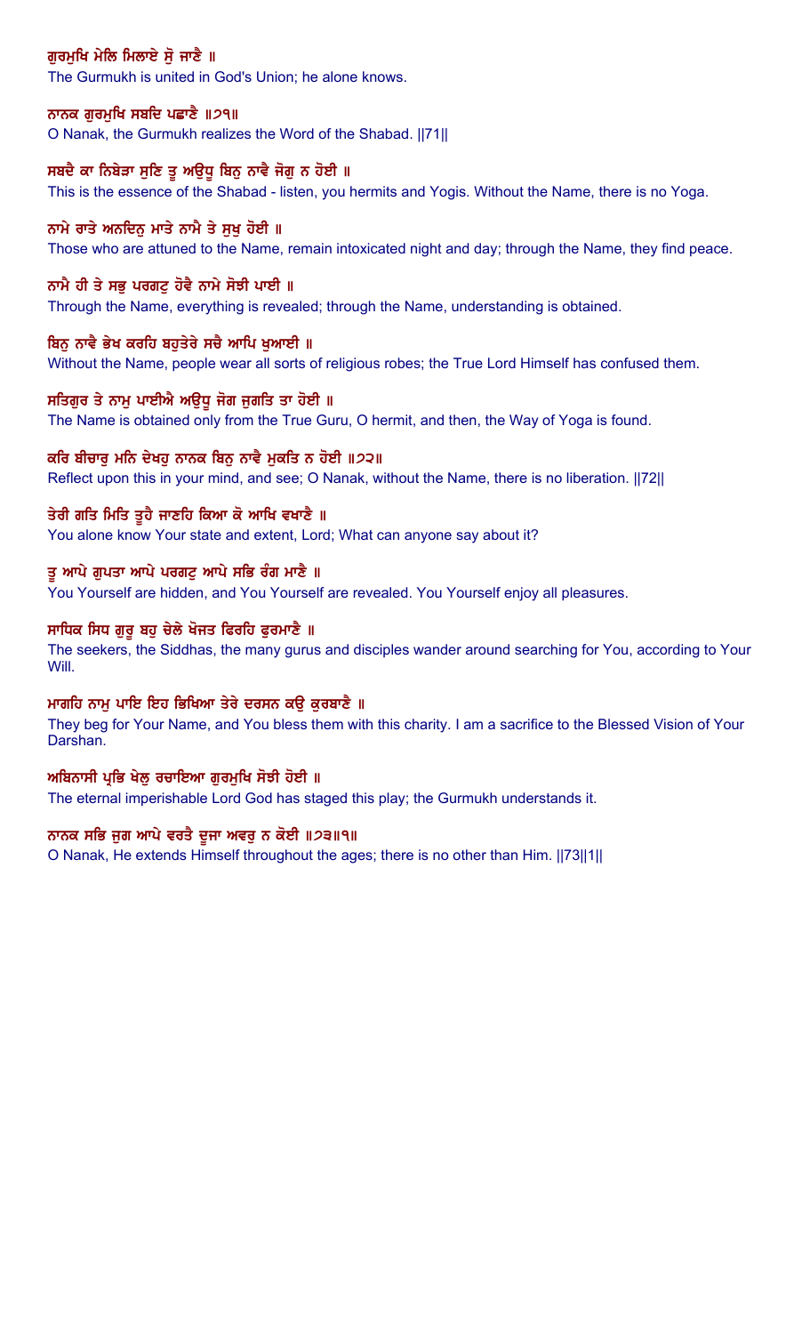ਗੁਰਮੁਖਿ ਮੇਲਿ ਮਿਲਾਏ ਸੋੁ ਜਾਣੈ ॥

The Gurmukh is united in God's Union; he alone knows.

ਨਾਨਕ ਗੁਰਮੁਖਿ ਸਬਦਿ ਪਛਾਣੈ ॥੭੧॥

O Nanak, the Gurmukh realizes the Word of the Shabad. ||71||

ਸਬਦੈ ਕਾ ਨਿਬੇੜਾ ਸੁਣਿ ਤੂ ਅਉਧੂ ਬਿਨੁ ਨਾਵੈ ਜੋਗੁ ਨ ਹੋਈ ॥

This is the essence of the Shabad - listen, you hermits and Yogis. Without the Name, there is no Yoga.

ਨਾਮੇ ਰਾਤੇ ਅਨਦਿਨੁ ਮਾਤੇ ਨਾਮੈ ਤੇ ਸੁਖੁ ਹੋਈ ॥

Those who are attuned to the Name, remain intoxicated night and day; through the Name, they find peace.

ਨਾਮੈ ਹੀ ਤੇ ਸਭੁ ਪਰਗਟੁ ਹੋਵੈ ਨਾਮੇ ਸੋਝੀ ਪਾਈ ॥

Through the Name, everything is revealed; through the Name, understanding is obtained.

ਬਿਨੁ ਨਾਵੈ ਭੇਖ ਕਰਹਿ ਬਹੁਤੇਰੇ ਸਚੈ ਆਪਿ ਖੁਆਈ ॥

Without the Name, people wear all sorts of religious robes; the True Lord Himself has confused them.

ਸਤਿਗੁਰ ਤੇ ਨਾਮੁ ਪਾਈਐ ਅਉਧੂ ਜੋਗ ਜੁਗਤਿ ਤਾ ਹੋਈ ॥

The Name is obtained only from the True Guru, O hermit, and then, the Way of Yoga is found.

ਕਰਿ ਬੀਚਾਰੁ ਮਨਿ ਦੇਖਹੁ ਨਾਨਕ ਬਿਨੁ ਨਾਵੈ ਮੁਕਤਿ ਨ ਹੋਈ ॥੭੨॥

Reflect upon this in your mind, and see; O Nanak, without the Name, there is no liberation. ||72||

ਤੇਰੀ ਗਤਿ ਮਿਤਿ ਤੂਹੈ ਜਾਣਹਿ ਕਿਆ ਕੋ ਆਖਿ ਵਖਾਣੈ ॥

You alone know Your state and extent, Lord; What can anyone say about it?

ਤੂ ਆਪੇ ਗੁਪਤਾ ਆਪੇ ਪਰਗਟੁ ਆਪੇ ਸਭਿ ਰੰਗ ਮਾਣੈ ॥

You Yourself are hidden, and You Yourself are revealed. You Yourself enjoy all pleasures.

ਸਾਧਿਕ ਸਿਧ ਗੁਰੂ ਬਹੁ ਚੇਲੇ ਖੋਜਤ ਫਿਰਹਿ ਫੁਰਮਾਣੈ ॥

The seekers, the Siddhas, the many gurus and disciples wander around searching for You, according to Your Will.

ਮਾਗਹਿ ਨਾਮੁ ਪਾਇ ਇਹ ਭਿਖਿਆ ਤੇਰੇ ਦਰਸਨ ਕਉ ਕੁਰਬਾਣੈ ॥

They beg for Your Name, and You bless them with this charity. I am a sacrifice to the Blessed Vision of Your Darshan.

ਅਬਿਨਾਸੀ ਪ੍ਰਭਿ ਖੇਲੁ ਰਚਾਇਆ ਗੁਰਮੁਖਿ ਸੋਝੀ ਹੋਈ ॥

The eternal imperishable Lord God has staged this play; the Gurmukh understands it.

ਨਾਨਕ ਸਭਿ ਜੁਗ ਆਪੇ ਵਰਤੈ ਦੂਜਾ ਅਵਰੁ ਨ ਕੋਈ ॥੭੩॥੧॥

O Nanak, He extends Himself throughout the ages; there is no other than Him. ||73||1||